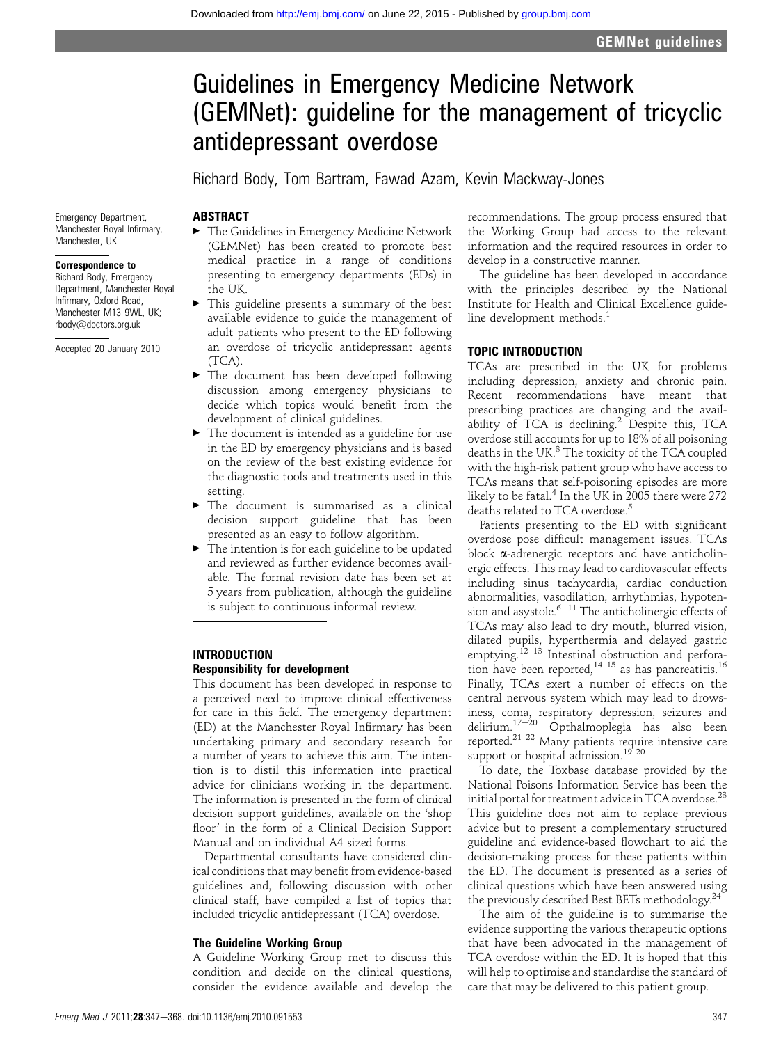# Guidelines in Emergency Medicine Network (GEMNet): guideline for the management of tricyclic antidepressant overdose

Richard Body, Tom Bartram, Fawad Azam, Kevin Mackway-Jones

Emergency Department, Manchester Royal Infirmary, Manchester, UK

**Correspondence to**
Richard Body, Emergency Department, Manchester Royal Infirmary, Oxford Road, Manchester M13 9WL, UK; rbody@doctors.org.uk

Accepted 20 January 2010

## ABSTRACT

- The Guidelines in Emergency Medicine Network (GEMNet) has been created to promote best medical practice in a range of conditions presenting to emergency departments (EDs) in the UK.
- This guideline presents a summary of the best available evidence to guide the management of adult patients who present to the ED following an overdose of tricyclic antidepressant agents (TCA).
- The document has been developed following discussion among emergency physicians to decide which topics would benefit from the development of clinical guidelines.
- The document is intended as a guideline for use in the ED by emergency physicians and is based on the review of the best existing evidence for the diagnostic tools and treatments used in this setting.
- The document is summarised as a clinical decision support guideline that has been presented as an easy to follow algorithm.
- The intention is for each guideline to be updated and reviewed as further evidence becomes available. The formal revision date has been set at 5 years from publication, although the guideline is subject to continuous informal review.

## INTRODUCTION

### Responsibility for development

This document has been developed in response to a perceived need to improve clinical effectiveness for care in this field. The emergency department (ED) at the Manchester Royal Infirmary has been undertaking primary and secondary research for a number of years to achieve this aim. The intention is to distil this information into practical advice for clinicians working in the department. The information is presented in the form of clinical decision support guidelines, available on the 'shop floor' in the form of a Clinical Decision Support Manual and on individual A4 sized forms.

Departmental consultants have considered clinical conditions that may benefit from evidence-based guidelines and, following discussion with other clinical staff, have compiled a list of topics that included tricyclic antidepressant (TCA) overdose.

### The Guideline Working Group

A Guideline Working Group met to discuss this condition and decide on the clinical questions, consider the evidence available and develop the recommendations. The group process ensured that the Working Group had access to the relevant information and the required resources in order to develop in a constructive manner.

The guideline has been developed in accordance with the principles described by the National Institute for Health and Clinical Excellence guideline development methods.[1]

## TOPIC INTRODUCTION

TCAs are prescribed in the UK for problems including depression, anxiety and chronic pain. Recent recommendations have meant that prescribing practices are changing and the availability of TCA is declining.[2] Despite this, TCA overdose still accounts for up to 18% of all poisoning deaths in the UK.[3] The toxicity of the TCA coupled with the high-risk patient group who have access to TCAs means that self-poisoning episodes are more likely to be fatal.[4] In the UK in 2005 there were 272 deaths related to TCA overdose.[5]

Patients presenting to the ED with significant overdose pose difficult management issues. TCAs block α-adrenergic receptors and have anticholinergic effects. This may lead to cardiovascular effects including sinus tachycardia, cardiac conduction abnormalities, vasodilation, arrhythmias, hypotension and asystole.[6–11] The anticholinergic effects of TCAs may also lead to dry mouth, blurred vision, dilated pupils, hyperthermia and delayed gastric emptying.[12 13] Intestinal obstruction and perforation have been reported,[14 15] as has pancreatitis.[16] Finally, TCAs exert a number of effects on the central nervous system which may lead to drowsiness, coma, respiratory depression, seizures and delirium.[17–20] Opthalmoplegia has also been reported.[21 22] Many patients require intensive care support or hospital admission.[19 20]

To date, the Toxbase database provided by the National Poisons Information Service has been the initial portal for treatment advice in TCA overdose.[23] This guideline does not aim to replace previous advice but to present a complementary structured guideline and evidence-based flowchart to aid the decision-making process for these patients within the ED. The document is presented as a series of clinical questions which have been answered using the previously described Best BETs methodology.[24]

The aim of the guideline is to summarise the evidence supporting the various therapeutic options that have been advocated in the management of TCA overdose within the ED. It is hoped that this will help to optimise and standardise the standard of care that may be delivered to this patient group.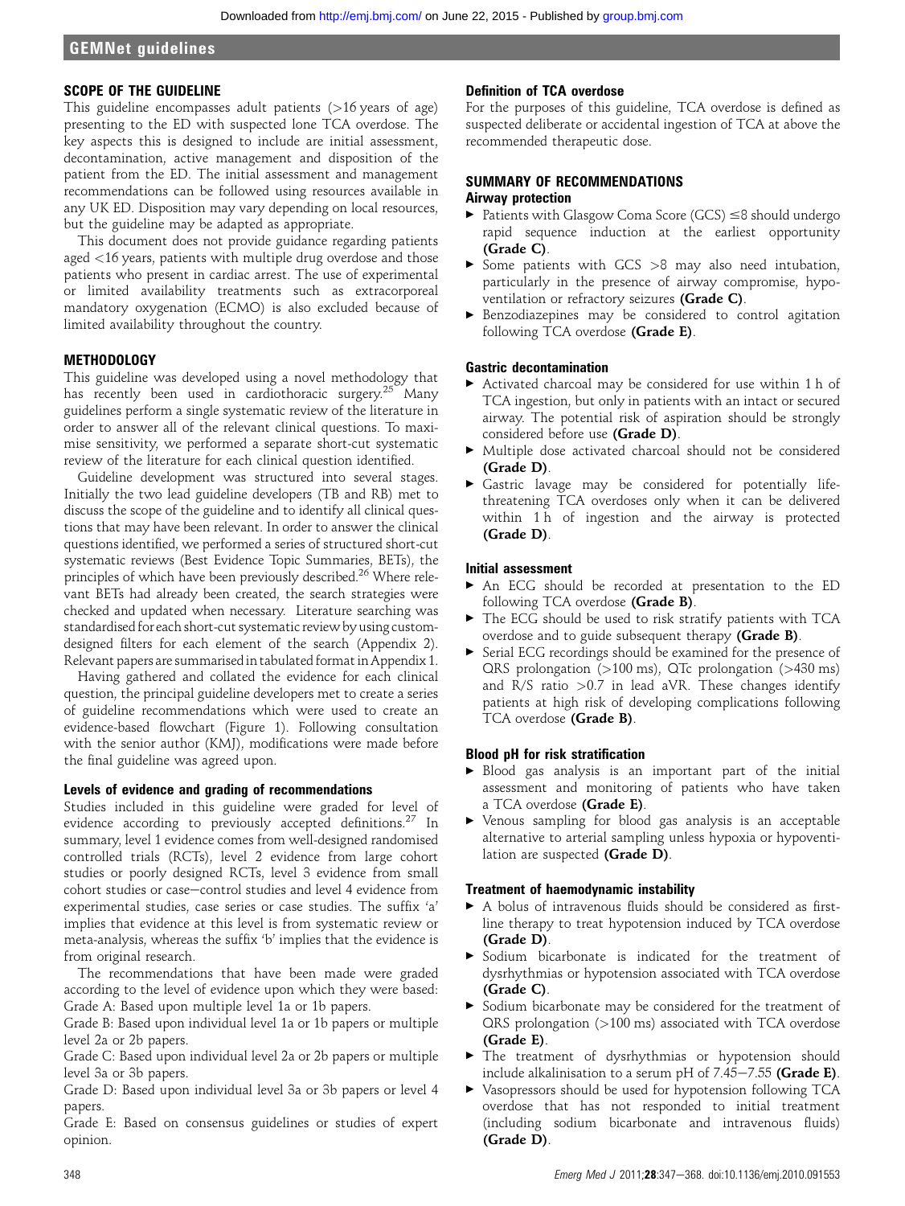## SCOPE OF THE GUIDELINE

This guideline encompasses adult patients (>16 years of age) presenting to the ED with suspected lone TCA overdose. The key aspects this is designed to include are initial assessment, decontamination, active management and disposition of the patient from the ED. The initial assessment and management recommendations can be followed using resources available in any UK ED. Disposition may vary depending on local resources, but the guideline may be adapted as appropriate.

This document does not provide guidance regarding patients aged <16 years, patients with multiple drug overdose and those patients who present in cardiac arrest. The use of experimental or limited availability treatments such as extracorporeal mandatory oxygenation (ECMO) is also excluded because of limited availability throughout the country.

## METHODOLOGY

This guideline was developed using a novel methodology that has recently been used in cardiothoracic surgery.[25] Many guidelines perform a single systematic review of the literature in order to answer all of the relevant clinical questions. To maximise sensitivity, we performed a separate short-cut systematic review of the literature for each clinical question identified.

Guideline development was structured into several stages. Initially the two lead guideline developers (TB and RB) met to discuss the scope of the guideline and to identify all clinical questions that may have been relevant. In order to answer the clinical questions identified, we performed a series of structured short-cut systematic reviews (Best Evidence Topic Summaries, BETs), the principles of which have been previously described.[26] Where relevant BETs had already been created, the search strategies were checked and updated when necessary. Literature searching was standardised for each short-cut systematic review by using custom-designed filters for each element of the search (Appendix 2). Relevant papers are summarised in tabulated format in Appendix 1.

Having gathered and collated the evidence for each clinical question, the principal guideline developers met to create a series of guideline recommendations which were used to create an evidence-based flowchart (Figure 1). Following consultation with the senior author (KMJ), modifications were made before the final guideline was agreed upon.

### Levels of evidence and grading of recommendations

Studies included in this guideline were graded for level of evidence according to previously accepted definitions.[27] In summary, level 1 evidence comes from well-designed randomised controlled trials (RCTs), level 2 evidence from large cohort studies or poorly designed RCTs, level 3 evidence from small cohort studies or case–control studies and level 4 evidence from experimental studies, case series or case studies. The suffix 'a' implies that evidence at this level is from systematic review or meta-analysis, whereas the suffix 'b' implies that the evidence is from original research.

The recommendations that have been made were graded according to the level of evidence upon which they were based:

Grade A: Based upon multiple level 1a or 1b papers.

Grade B: Based upon individual level 1a or 1b papers or multiple level 2a or 2b papers.

Grade C: Based upon individual level 2a or 2b papers or multiple level 3a or 3b papers.

Grade D: Based upon individual level 3a or 3b papers or level 4 papers.

Grade E: Based on consensus guidelines or studies of expert opinion.

### Definition of TCA overdose

For the purposes of this guideline, TCA overdose is defined as suspected deliberate or accidental ingestion of TCA at above the recommended therapeutic dose.

## SUMMARY OF RECOMMENDATIONS

### Airway protection

- Patients with Glasgow Coma Score (GCS) ≤8 should undergo rapid sequence induction at the earliest opportunity **(Grade C)**.
- Some patients with GCS >8 may also need intubation, particularly in the presence of airway compromise, hypoventilation or refractory seizures **(Grade C)**.
- Benzodiazepines may be considered to control agitation following TCA overdose **(Grade E)**.

### Gastric decontamination

- Activated charcoal may be considered for use within 1 h of TCA ingestion, but only in patients with an intact or secured airway. The potential risk of aspiration should be strongly considered before use **(Grade D)**.
- Multiple dose activated charcoal should not be considered **(Grade D)**.
- Gastric lavage may be considered for potentially life-threatening TCA overdoses only when it can be delivered within 1 h of ingestion and the airway is protected **(Grade D)**.

### Initial assessment

- An ECG should be recorded at presentation to the ED following TCA overdose **(Grade B)**.
- The ECG should be used to risk stratify patients with TCA overdose and to guide subsequent therapy **(Grade B)**.
- Serial ECG recordings should be examined for the presence of QRS prolongation (>100 ms), QTc prolongation (>430 ms) and R/S ratio >0.7 in lead aVR. These changes identify patients at high risk of developing complications following TCA overdose **(Grade B)**.

### Blood pH for risk stratification

- Blood gas analysis is an important part of the initial assessment and monitoring of patients who have taken a TCA overdose **(Grade E)**.
- Venous sampling for blood gas analysis is an acceptable alternative to arterial sampling unless hypoxia or hypoventilation are suspected **(Grade D)**.

### Treatment of haemodynamic instability

- A bolus of intravenous fluids should be considered as first-line therapy to treat hypotension induced by TCA overdose **(Grade D)**.
- Sodium bicarbonate is indicated for the treatment of dysrhythmias or hypotension associated with TCA overdose **(Grade C)**.
- Sodium bicarbonate may be considered for the treatment of QRS prolongation (>100 ms) associated with TCA overdose **(Grade E)**.
- The treatment of dysrhythmias or hypotension should include alkalinisation to a serum pH of 7.45–7.55 **(Grade E)**.
- Vasopressors should be used for hypotension following TCA overdose that has not responded to initial treatment (including sodium bicarbonate and intravenous fluids) **(Grade D)**.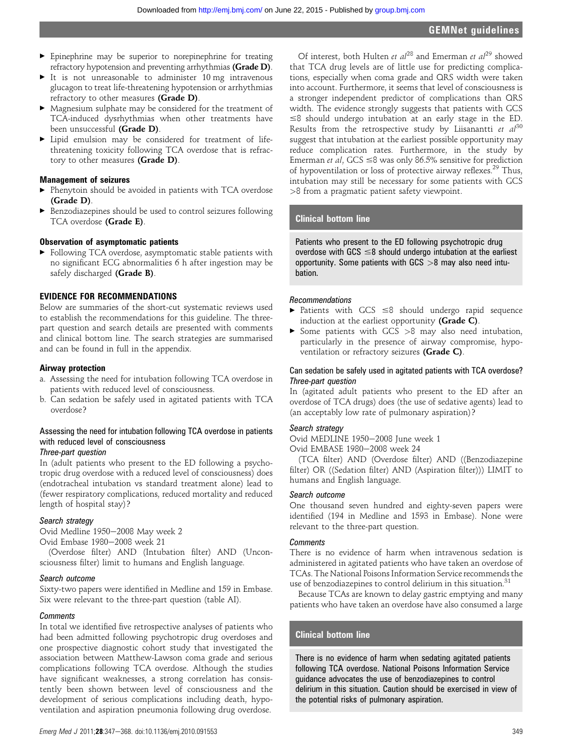- Epinephrine may be superior to norepinephrine for treating refractory hypotension and preventing arrhythmias **(Grade D)**.
- It is not unreasonable to administer 10 mg intravenous glucagon to treat life-threatening hypotension or arrhythmias refractory to other measures **(Grade D)**.
- Magnesium sulphate may be considered for the treatment of TCA-induced dysrhythmias when other treatments have been unsuccessful **(Grade D)**.
- Lipid emulsion may be considered for treatment of life-threatening toxicity following TCA overdose that is refractory to other measures **(Grade D)**.

### Management of seizures

- Phenytoin should be avoided in patients with TCA overdose **(Grade D)**.
- Benzodiazepines should be used to control seizures following TCA overdose **(Grade E)**.

### Observation of asymptomatic patients

- Following TCA overdose, asymptomatic stable patients with no significant ECG abnormalities 6 h after ingestion may be safely discharged **(Grade B)**.

## EVIDENCE FOR RECOMMENDATIONS

Below are summaries of the short-cut systematic reviews used to establish the recommendations for this guideline. The three-part question and search details are presented with comments and clinical bottom line. The search strategies are summarised and can be found in full in the appendix.

### Airway protection

a. Assessing the need for intubation following TCA overdose in patients with reduced level of consciousness.
b. Can sedation be safely used in agitated patients with TCA overdose?

#### Assessing the need for intubation following TCA overdose in patients with reduced level of consciousness

*Three-part question*

In (adult patients who present to the ED following a psychotropic drug overdose with a reduced level of consciousness) does (endotracheal intubation vs standard treatment alone) lead to (fewer respiratory complications, reduced mortality and reduced length of hospital stay)?

*Search strategy*

Ovid Medline 1950–2008 May week 2
Ovid Embase 1980–2008 week 21
(Overdose filter) AND (Intubation filter) AND (Unconsciousness filter) limit to humans and English language.

*Search outcome*

Sixty-two papers were identified in Medline and 159 in Embase. Six were relevant to the three-part question (table AI).

*Comments*

In total we identified five retrospective analyses of patients who had been admitted following psychotropic drug overdoses and one prospective diagnostic cohort study that investigated the association between Matthew-Lawson coma grade and serious complications following TCA overdose. Although the studies have significant weaknesses, a strong correlation has consistently been shown between level of consciousness and the development of serious complications including death, hypoventilation and aspiration pneumonia following drug overdose.

Of interest, both Hulten *et al*[28] and Emerman *et al*[29] showed that TCA drug levels are of little use for predicting complications, especially when coma grade and QRS width were taken into account. Furthermore, it seems that level of consciousness is a stronger independent predictor of complications than QRS width. The evidence strongly suggests that patients with GCS ≤8 should undergo intubation at an early stage in the ED. Results from the retrospective study by Liisanantti *et al*[30] suggest that intubation at the earliest possible opportunity may reduce complication rates. Furthermore, in the study by Emerman *et al*, GCS ≤8 was only 86.5% sensitive for prediction of hypoventilation or loss of protective airway reflexes.[29] Thus, intubation may still be necessary for some patients with GCS >8 from a pragmatic patient safety viewpoint.

**Clinical bottom line**

Patients who present to the ED following psychotropic drug overdose with GCS ≤8 should undergo intubation at the earliest opportunity. Some patients with GCS >8 may also need intubation.

*Recommendations*

- Patients with GCS ≤8 should undergo rapid sequence induction at the earliest opportunity **(Grade C)**.
- Some patients with GCS >8 may also need intubation, particularly in the presence of airway compromise, hypoventilation or refractory seizures **(Grade C)**.

#### Can sedation be safely used in agitated patients with TCA overdose?

*Three-part question*

In (agitated adult patients who present to the ED after an overdose of TCA drugs) does (the use of sedative agents) lead to (an acceptably low rate of pulmonary aspiration)?

*Search strategy*

Ovid MEDLINE 1950–2008 June week 1
Ovid EMBASE 1980–2008 week 24
(TCA filter) AND (Overdose filter) AND ((Benzodiazepine filter) OR ((Sedation filter) AND (Aspiration filter))) LIMIT to humans and English language.

*Search outcome*

One thousand seven hundred and eighty-seven papers were identified (194 in Medline and 1593 in Embase). None were relevant to the three-part question.

*Comments*

There is no evidence of harm when intravenous sedation is administered in agitated patients who have taken an overdose of TCAs. The National Poisons Information Service recommends the use of benzodiazepines to control delirium in this situation.[31]

Because TCAs are known to delay gastric emptying and many patients who have taken an overdose have also consumed a large

**Clinical bottom line**

There is no evidence of harm when sedating agitated patients following TCA overdose. National Poisons Information Service guidance advocates the use of benzodiazepines to control delirium in this situation. Caution should be exercised in view of the potential risks of pulmonary aspiration.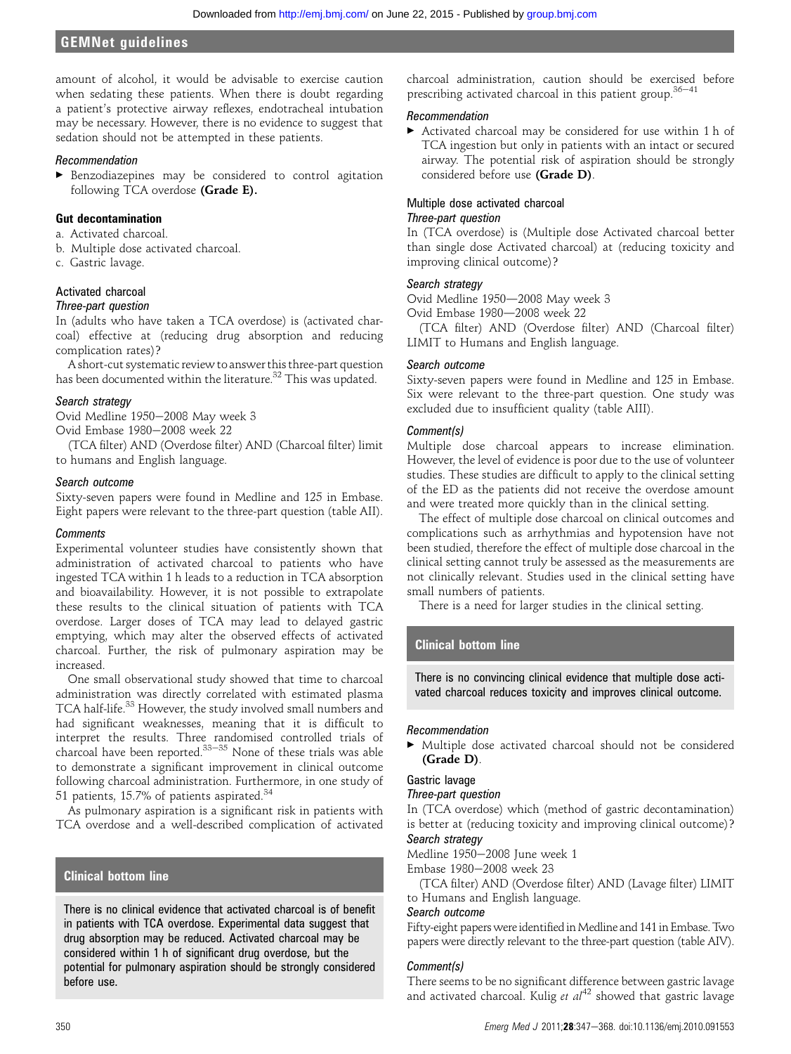amount of alcohol, it would be advisable to exercise caution when sedating these patients. When there is doubt regarding a patient's protective airway reflexes, endotracheal intubation may be necessary. However, there is no evidence to suggest that sedation should not be attempted in these patients.

*Recommendation*

- Benzodiazepines may be considered to control agitation following TCA overdose **(Grade E).**

### Gut decontamination

a. Activated charcoal.
b. Multiple dose activated charcoal.
c. Gastric lavage.

#### Activated charcoal

*Three-part question*

In (adults who have taken a TCA overdose) is (activated charcoal) effective at (reducing drug absorption and reducing complication rates)?

A short-cut systematic review to answer this three-part question has been documented within the literature.[32] This was updated.

*Search strategy*

Ovid Medline 1950–2008 May week 3
Ovid Embase 1980–2008 week 22
(TCA filter) AND (Overdose filter) AND (Charcoal filter) limit to humans and English language.

*Search outcome*

Sixty-seven papers were found in Medline and 125 in Embase. Eight papers were relevant to the three-part question (table AII).

*Comments*

Experimental volunteer studies have consistently shown that administration of activated charcoal to patients who have ingested TCA within 1 h leads to a reduction in TCA absorption and bioavailability. However, it is not possible to extrapolate these results to the clinical situation of patients with TCA overdose. Larger doses of TCA may lead to delayed gastric emptying, which may alter the observed effects of activated charcoal. Further, the risk of pulmonary aspiration may be increased.

One small observational study showed that time to charcoal administration was directly correlated with estimated plasma TCA half-life.[33] However, the study involved small numbers and had significant weaknesses, meaning that it is difficult to interpret the results. Three randomised controlled trials of charcoal have been reported.[33–35] None of these trials was able to demonstrate a significant improvement in clinical outcome following charcoal administration. Furthermore, in one study of 51 patients, 15.7% of patients aspirated.[34]

As pulmonary aspiration is a significant risk in patients with TCA overdose and a well-described complication of activated charcoal administration, caution should be exercised before prescribing activated charcoal in this patient group.[36–41]

> **Clinical bottom line**
>
> There is no clinical evidence that activated charcoal is of benefit in patients with TCA overdose. Experimental data suggest that drug absorption may be reduced. Activated charcoal may be considered within 1 h of significant drug overdose, but the potential for pulmonary aspiration should be strongly considered before use.

*Recommendation*

- Activated charcoal may be considered for use within 1 h of TCA ingestion but only in patients with an intact or secured airway. The potential risk of aspiration should be strongly considered before use **(Grade D)**.

#### Multiple dose activated charcoal

*Three-part question*

In (TCA overdose) is (Multiple dose Activated charcoal better than single dose Activated charcoal) at (reducing toxicity and improving clinical outcome)?

*Search strategy*

Ovid Medline 1950—2008 May week 3
Ovid Embase 1980—2008 week 22
(TCA filter) AND (Overdose filter) AND (Charcoal filter) LIMIT to Humans and English language.

*Search outcome*

Sixty-seven papers were found in Medline and 125 in Embase. Six were relevant to the three-part question. One study was excluded due to insufficient quality (table AIII).

*Comment(s)*

Multiple dose charcoal appears to increase elimination. However, the level of evidence is poor due to the use of volunteer studies. These studies are difficult to apply to the clinical setting of the ED as the patients did not receive the overdose amount and were treated more quickly than in the clinical setting.

The effect of multiple dose charcoal on clinical outcomes and complications such as arrhythmias and hypotension have not been studied, therefore the effect of multiple dose charcoal in the clinical setting cannot truly be assessed as the measurements are not clinically relevant. Studies used in the clinical setting have small numbers of patients.

There is a need for larger studies in the clinical setting.

> **Clinical bottom line**
>
> There is no convincing clinical evidence that multiple dose activated charcoal reduces toxicity and improves clinical outcome.

*Recommendation*

- Multiple dose activated charcoal should not be considered **(Grade D)**.

#### Gastric lavage

*Three-part question*

In (TCA overdose) which (method of gastric decontamination) is better at (reducing toxicity and improving clinical outcome)?

*Search strategy*

Medline 1950—2008 June week 1
Embase 1980—2008 week 23
(TCA filter) AND (Overdose filter) AND (Lavage filter) LIMIT to Humans and English language.

*Search outcome*

Fifty-eight papers were identified in Medline and 141 in Embase. Two papers were directly relevant to the three-part question (table AIV).

*Comment(s)*

There seems to be no significant difference between gastric lavage and activated charcoal. Kulig *et al*[42] showed that gastric lavage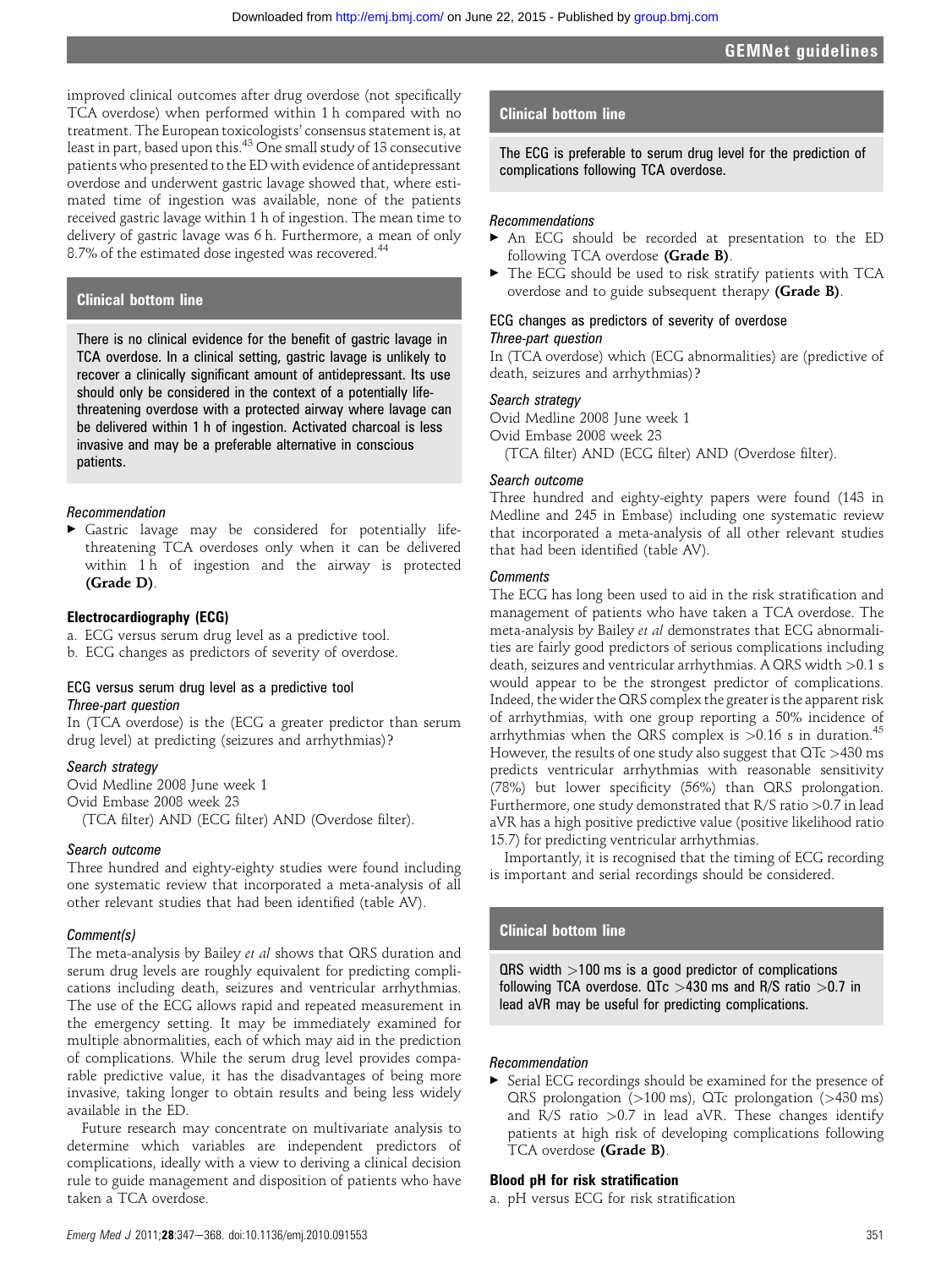improved clinical outcomes after drug overdose (not specifically TCA overdose) when performed within 1 h compared with no treatment. The European toxicologists' consensus statement is, at least in part, based upon this.[43] One small study of 13 consecutive patients who presented to the ED with evidence of antidepressant overdose and underwent gastric lavage showed that, where estimated time of ingestion was available, none of the patients received gastric lavage within 1 h of ingestion. The mean time to delivery of gastric lavage was 6 h. Furthermore, a mean of only 8.7% of the estimated dose ingested was recovered.[44]

### Clinical bottom line

There is no clinical evidence for the benefit of gastric lavage in TCA overdose. In a clinical setting, gastric lavage is unlikely to recover a clinically significant amount of antidepressant. Its use should only be considered in the context of a potentially life-threatening overdose with a protected airway where lavage can be delivered within 1 h of ingestion. Activated charcoal is less invasive and may be a preferable alternative in conscious patients.

*Recommendation*

- Gastric lavage may be considered for potentially life-threatening TCA overdoses only when it can be delivered within 1 h of ingestion and the airway is protected **(Grade D)**.

## Electrocardiography (ECG)

a. ECG versus serum drug level as a predictive tool.
b. ECG changes as predictors of severity of overdose.

### ECG versus serum drug level as a predictive tool

*Three-part question*

In (TCA overdose) is the (ECG a greater predictor than serum drug level) at predicting (seizures and arrhythmias)?

*Search strategy*

Ovid Medline 2008 June week 1
Ovid Embase 2008 week 23
(TCA filter) AND (ECG filter) AND (Overdose filter).

*Search outcome*

Three hundred and eighty-eighty studies were found including one systematic review that incorporated a meta-analysis of all other relevant studies that had been identified (table AV).

*Comment(s)*

The meta-analysis by Bailey *et al* shows that QRS duration and serum drug levels are roughly equivalent for predicting complications including death, seizures and ventricular arrhythmias. The use of the ECG allows rapid and repeated measurement in the emergency setting. It may be immediately examined for multiple abnormalities, each of which may aid in the prediction of complications. While the serum drug level provides comparable predictive value, it has the disadvantages of being more invasive, taking longer to obtain results and being less widely available in the ED.

Future research may concentrate on multivariate analysis to determine which variables are independent predictors of complications, ideally with a view to deriving a clinical decision rule to guide management and disposition of patients who have taken a TCA overdose.

### Clinical bottom line

The ECG is preferable to serum drug level for the prediction of complications following TCA overdose.

*Recommendations*

- An ECG should be recorded at presentation to the ED following TCA overdose **(Grade B)**.
- The ECG should be used to risk stratify patients with TCA overdose and to guide subsequent therapy **(Grade B)**.

### ECG changes as predictors of severity of overdose

*Three-part question*

In (TCA overdose) which (ECG abnormalities) are (predictive of death, seizures and arrhythmias)?

*Search strategy*

Ovid Medline 2008 June week 1
Ovid Embase 2008 week 23
(TCA filter) AND (ECG filter) AND (Overdose filter).

*Search outcome*

Three hundred and eighty-eighty papers were found (143 in Medline and 245 in Embase) including one systematic review that incorporated a meta-analysis of all other relevant studies that had been identified (table AV).

*Comments*

The ECG has long been used to aid in the risk stratification and management of patients who have taken a TCA overdose. The meta-analysis by Bailey *et al* demonstrates that ECG abnormalities are fairly good predictors of serious complications including death, seizures and ventricular arrhythmias. A QRS width >0.1 s would appear to be the strongest predictor of complications. Indeed, the wider the QRS complex the greater is the apparent risk of arrhythmias, with one group reporting a 50% incidence of arrhythmias when the QRS complex is >0.16 s in duration.[45] However, the results of one study also suggest that QTc >430 ms predicts ventricular arrhythmias with reasonable sensitivity (78%) but lower specificity (56%) than QRS prolongation. Furthermore, one study demonstrated that R/S ratio >0.7 in lead aVR has a high positive predictive value (positive likelihood ratio 15.7) for predicting ventricular arrhythmias.

Importantly, it is recognised that the timing of ECG recording is important and serial recordings should be considered.

### Clinical bottom line

QRS width >100 ms is a good predictor of complications following TCA overdose. QTc >430 ms and R/S ratio >0.7 in lead aVR may be useful for predicting complications.

*Recommendation*

- Serial ECG recordings should be examined for the presence of QRS prolongation (>100 ms), QTc prolongation (>430 ms) and R/S ratio >0.7 in lead aVR. These changes identify patients at high risk of developing complications following TCA overdose **(Grade B)**.

## Blood pH for risk stratification

a. pH versus ECG for risk stratification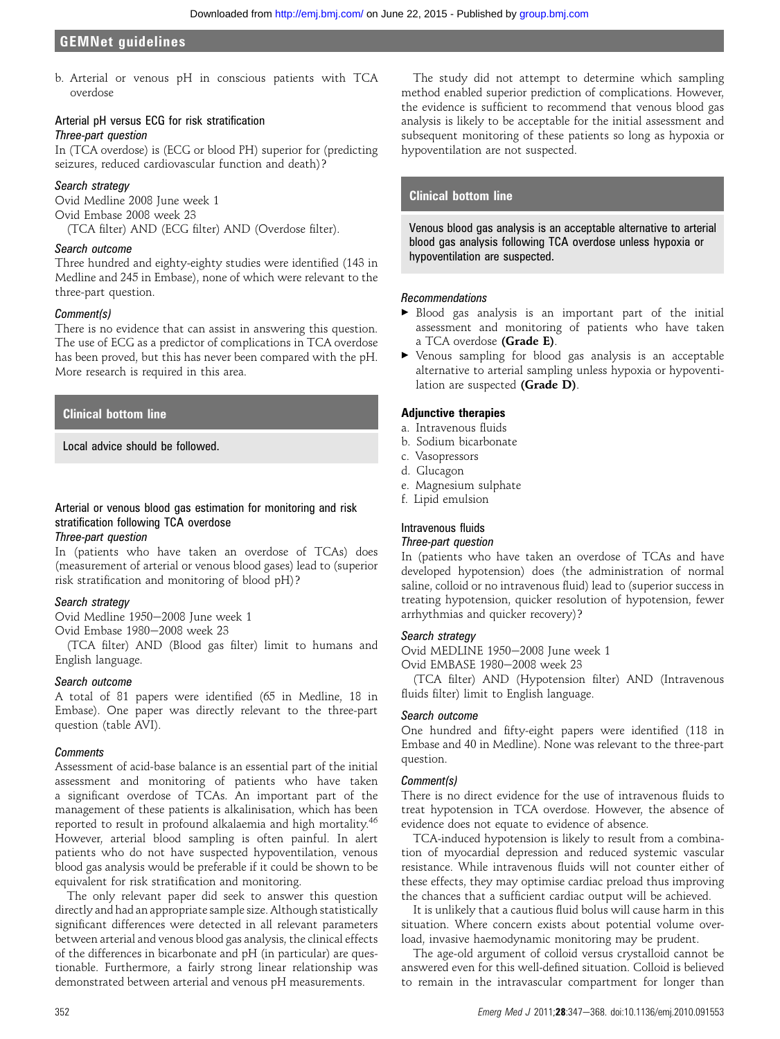b. Arterial or venous pH in conscious patients with TCA overdose

### Arterial pH versus ECG for risk stratification

*Three-part question*

In (TCA overdose) is (ECG or blood PH) superior for (predicting seizures, reduced cardiovascular function and death)?

*Search strategy*

Ovid Medline 2008 June week 1

Ovid Embase 2008 week 23

(TCA filter) AND (ECG filter) AND (Overdose filter).

*Search outcome*

Three hundred and eighty-eighty studies were identified (143 in Medline and 245 in Embase), none of which were relevant to the three-part question.

*Comment(s)*

There is no evidence that can assist in answering this question. The use of ECG as a predictor of complications in TCA overdose has been proved, but this has never been compared with the pH. More research is required in this area.

**Clinical bottom line**

Local advice should be followed.

### Arterial or venous blood gas estimation for monitoring and risk stratification following TCA overdose

*Three-part question*

In (patients who have taken an overdose of TCAs) does (measurement of arterial or venous blood gases) lead to (superior risk stratification and monitoring of blood pH)?

*Search strategy*

Ovid Medline 1950–2008 June week 1

Ovid Embase 1980–2008 week 23

(TCA filter) AND (Blood gas filter) limit to humans and English language.

*Search outcome*

A total of 81 papers were identified (65 in Medline, 18 in Embase). One paper was directly relevant to the three-part question (table AVI).

*Comments*

Assessment of acid-base balance is an essential part of the initial assessment and monitoring of patients who have taken a significant overdose of TCAs. An important part of the management of these patients is alkalinisation, which has been reported to result in profound alkalaemia and high mortality.[46] However, arterial blood sampling is often painful. In alert patients who do not have suspected hypoventilation, venous blood gas analysis would be preferable if it could be shown to be equivalent for risk stratification and monitoring.

The only relevant paper did seek to answer this question directly and had an appropriate sample size. Although statistically significant differences were detected in all relevant parameters between arterial and venous blood gas analysis, the clinical effects of the differences in bicarbonate and pH (in particular) are questionable. Furthermore, a fairly strong linear relationship was demonstrated between arterial and venous pH measurements.

The study did not attempt to determine which sampling method enabled superior prediction of complications. However, the evidence is sufficient to recommend that venous blood gas analysis is likely to be acceptable for the initial assessment and subsequent monitoring of these patients so long as hypoxia or hypoventilation are not suspected.

**Clinical bottom line**

Venous blood gas analysis is an acceptable alternative to arterial blood gas analysis following TCA overdose unless hypoxia or hypoventilation are suspected.

*Recommendations*

- Blood gas analysis is an important part of the initial assessment and monitoring of patients who have taken a TCA overdose **(Grade E)**.
- Venous sampling for blood gas analysis is an acceptable alternative to arterial sampling unless hypoxia or hypoventilation are suspected **(Grade D)**.

## Adjunctive therapies

a. Intravenous fluids
b. Sodium bicarbonate
c. Vasopressors
d. Glucagon
e. Magnesium sulphate
f. Lipid emulsion

### Intravenous fluids

*Three-part question*

In (patients who have taken an overdose of TCAs and have developed hypotension) does (the administration of normal saline, colloid or no intravenous fluid) lead to (superior success in treating hypotension, quicker resolution of hypotension, fewer arrhythmias and quicker recovery)?

*Search strategy*

Ovid MEDLINE 1950–2008 June week 1

Ovid EMBASE 1980–2008 week 23

(TCA filter) AND (Hypotension filter) AND (Intravenous fluids filter) limit to English language.

*Search outcome*

One hundred and fifty-eight papers were identified (118 in Embase and 40 in Medline). None was relevant to the three-part question.

*Comment(s)*

There is no direct evidence for the use of intravenous fluids to treat hypotension in TCA overdose. However, the absence of evidence does not equate to evidence of absence.

TCA-induced hypotension is likely to result from a combination of myocardial depression and reduced systemic vascular resistance. While intravenous fluids will not counter either of these effects, they may optimise cardiac preload thus improving the chances that a sufficient cardiac output will be achieved.

It is unlikely that a cautious fluid bolus will cause harm in this situation. Where concern exists about potential volume overload, invasive haemodynamic monitoring may be prudent.

The age-old argument of colloid versus crystalloid cannot be answered even for this well-defined situation. Colloid is believed to remain in the intravascular compartment for longer than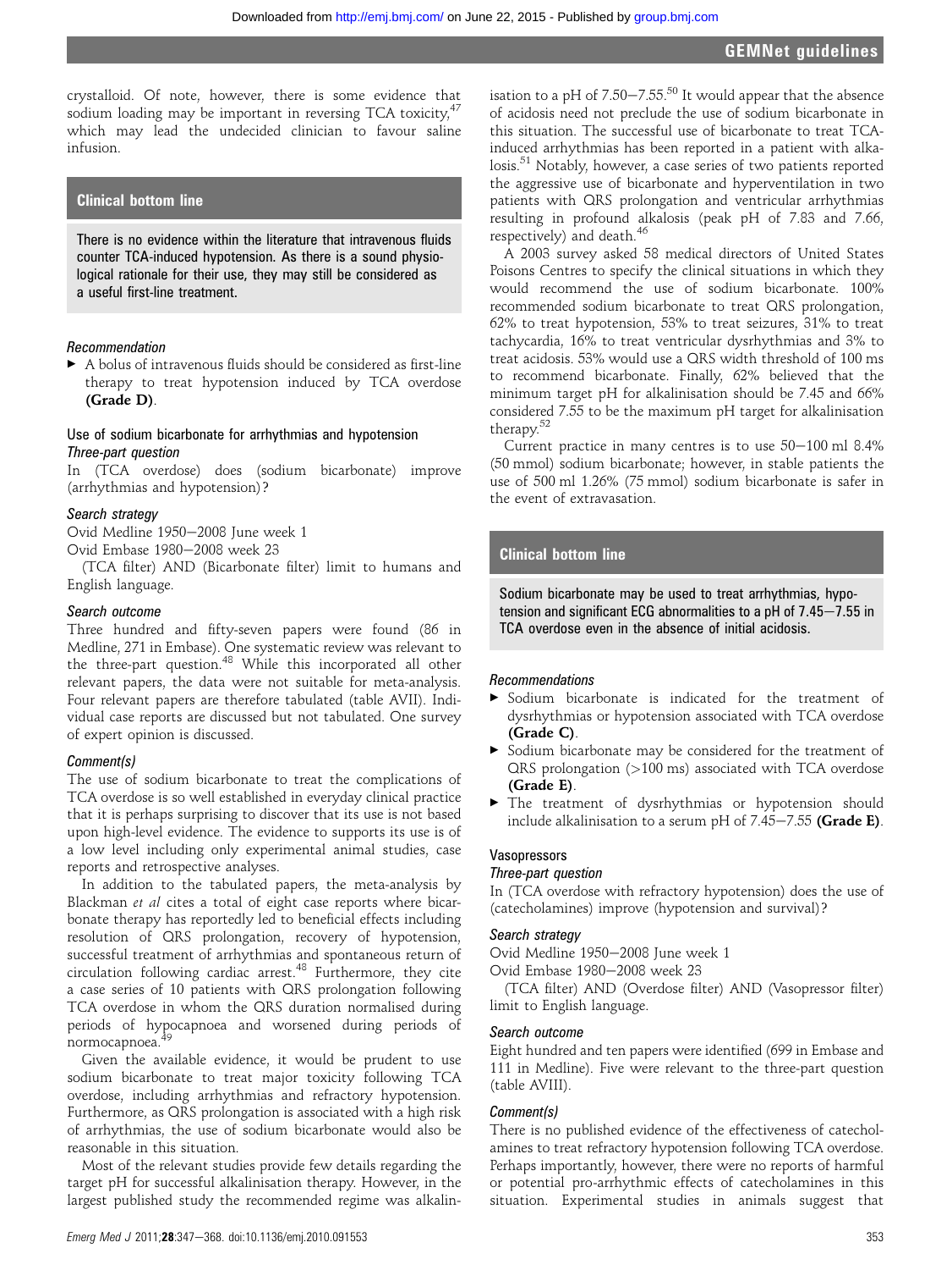crystalloid. Of note, however, there is some evidence that sodium loading may be important in reversing TCA toxicity,[47] which may lead the undecided clinician to favour saline infusion.

### Clinical bottom line

There is no evidence within the literature that intravenous fluids counter TCA-induced hypotension. As there is a sound physiological rationale for their use, they may still be considered as a useful first-line treatment.

*Recommendation*

- A bolus of intravenous fluids should be considered as first-line therapy to treat hypotension induced by TCA overdose **(Grade D)**.

## Use of sodium bicarbonate for arrhythmias and hypotension

*Three-part question*

In (TCA overdose) does (sodium bicarbonate) improve (arrhythmias and hypotension)?

*Search strategy*

Ovid Medline 1950–2008 June week 1

Ovid Embase 1980–2008 week 23

(TCA filter) AND (Bicarbonate filter) limit to humans and English language.

*Search outcome*

Three hundred and fifty-seven papers were found (86 in Medline, 271 in Embase). One systematic review was relevant to the three-part question.[48] While this incorporated all other relevant papers, the data were not suitable for meta-analysis. Four relevant papers are therefore tabulated (table AVII). Individual case reports are discussed but not tabulated. One survey of expert opinion is discussed.

*Comment(s)*

The use of sodium bicarbonate to treat the complications of TCA overdose is so well established in everyday clinical practice that it is perhaps surprising to discover that its use is not based upon high-level evidence. The evidence to supports its use is of a low level including only experimental animal studies, case reports and retrospective analyses.

In addition to the tabulated papers, the meta-analysis by Blackman *et al* cites a total of eight case reports where bicarbonate therapy has reportedly led to beneficial effects including resolution of QRS prolongation, recovery of hypotension, successful treatment of arrhythmias and spontaneous return of circulation following cardiac arrest.[48] Furthermore, they cite a case series of 10 patients with QRS prolongation following TCA overdose in whom the QRS duration normalised during periods of hypocapnoea and worsened during periods of normocapnoea.[49]

Given the available evidence, it would be prudent to use sodium bicarbonate to treat major toxicity following TCA overdose, including arrhythmias and refractory hypotension. Furthermore, as QRS prolongation is associated with a high risk of arrhythmias, the use of sodium bicarbonate would also be reasonable in this situation.

Most of the relevant studies provide few details regarding the target pH for successful alkalinisation therapy. However, in the largest published study the recommended regime was alkalinisation to a pH of 7.50–7.55.[50] It would appear that the absence of acidosis need not preclude the use of sodium bicarbonate in this situation. The successful use of bicarbonate to treat TCA-induced arrhythmias has been reported in a patient with alkalosis.[51] Notably, however, a case series of two patients reported the aggressive use of bicarbonate and hyperventilation in two patients with QRS prolongation and ventricular arrhythmias resulting in profound alkalosis (peak pH of 7.83 and 7.66, respectively) and death.[46]

A 2003 survey asked 58 medical directors of United States Poisons Centres to specify the clinical situations in which they would recommend the use of sodium bicarbonate. 100% recommended sodium bicarbonate to treat QRS prolongation, 62% to treat hypotension, 53% to treat seizures, 31% to treat tachycardia, 16% to treat ventricular dysrhythmias and 3% to treat acidosis. 53% would use a QRS width threshold of 100 ms to recommend bicarbonate. Finally, 62% believed that the minimum target pH for alkalinisation should be 7.45 and 66% considered 7.55 to be the maximum pH target for alkalinisation therapy.[52]

Current practice in many centres is to use 50–100 ml 8.4% (50 mmol) sodium bicarbonate; however, in stable patients the use of 500 ml 1.26% (75 mmol) sodium bicarbonate is safer in the event of extravasation.

### Clinical bottom line

Sodium bicarbonate may be used to treat arrhythmias, hypotension and significant ECG abnormalities to a pH of 7.45–7.55 in TCA overdose even in the absence of initial acidosis.

*Recommendations*

- Sodium bicarbonate is indicated for the treatment of dysrhythmias or hypotension associated with TCA overdose **(Grade C)**.
- Sodium bicarbonate may be considered for the treatment of QRS prolongation (>100 ms) associated with TCA overdose **(Grade E)**.
- The treatment of dysrhythmias or hypotension should include alkalinisation to a serum pH of 7.45–7.55 **(Grade E)**.

## Vasopressors

*Three-part question*

In (TCA overdose with refractory hypotension) does the use of (catecholamines) improve (hypotension and survival)?

*Search strategy*

Ovid Medline 1950–2008 June week 1

Ovid Embase 1980–2008 week 23

(TCA filter) AND (Overdose filter) AND (Vasopressor filter) limit to English language.

*Search outcome*

Eight hundred and ten papers were identified (699 in Embase and 111 in Medline). Five were relevant to the three-part question (table AVIII).

*Comment(s)*

There is no published evidence of the effectiveness of catecholamines to treat refractory hypotension following TCA overdose. Perhaps importantly, however, there were no reports of harmful or potential pro-arrhythmic effects of catecholamines in this situation. Experimental studies in animals suggest that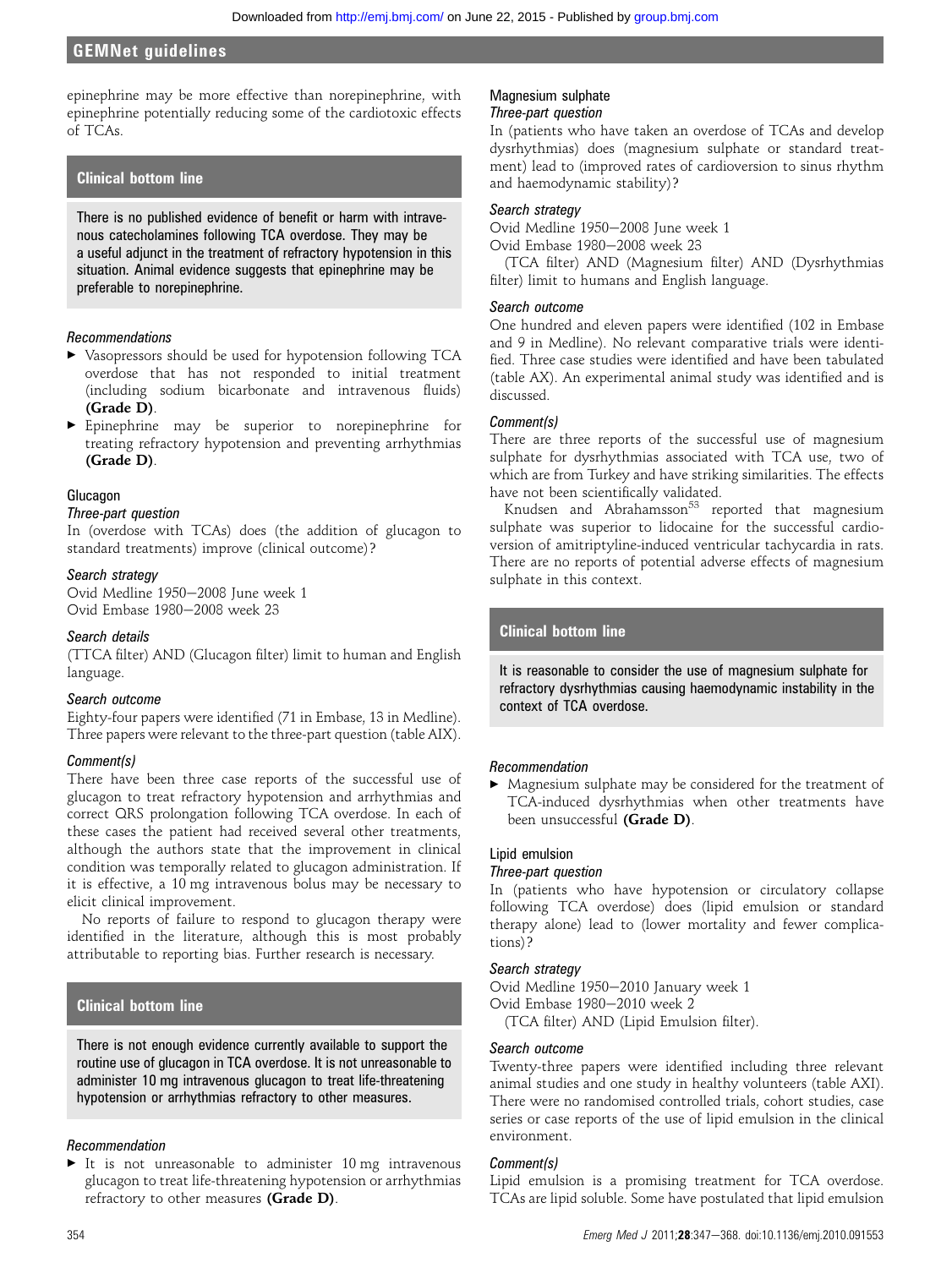epinephrine may be more effective than norepinephrine, with epinephrine potentially reducing some of the cardiotoxic effects of TCAs.

### Clinical bottom line

There is no published evidence of benefit or harm with intravenous catecholamines following TCA overdose. They may be a useful adjunct in the treatment of refractory hypotension in this situation. Animal evidence suggests that epinephrine may be preferable to norepinephrine.

*Recommendations*

- Vasopressors should be used for hypotension following TCA overdose that has not responded to initial treatment (including sodium bicarbonate and intravenous fluids) **(Grade D)**.
- Epinephrine may be superior to norepinephrine for treating refractory hypotension and preventing arrhythmias **(Grade D)**.

## Glucagon

*Three-part question*

In (overdose with TCAs) does (the addition of glucagon to standard treatments) improve (clinical outcome)?

*Search strategy*

Ovid Medline 1950–2008 June week 1
Ovid Embase 1980–2008 week 23

*Search details*

(TTCA filter) AND (Glucagon filter) limit to human and English language.

*Search outcome*

Eighty-four papers were identified (71 in Embase, 13 in Medline). Three papers were relevant to the three-part question (table AIX).

*Comment(s)*

There have been three case reports of the successful use of glucagon to treat refractory hypotension and arrhythmias and correct QRS prolongation following TCA overdose. In each of these cases the patient had received several other treatments, although the authors state that the improvement in clinical condition was temporally related to glucagon administration. If it is effective, a 10 mg intravenous bolus may be necessary to elicit clinical improvement.

No reports of failure to respond to glucagon therapy were identified in the literature, although this is most probably attributable to reporting bias. Further research is necessary.

### Clinical bottom line

There is not enough evidence currently available to support the routine use of glucagon in TCA overdose. It is not unreasonable to administer 10 mg intravenous glucagon to treat life-threatening hypotension or arrhythmias refractory to other measures.

*Recommendation*

- It is not unreasonable to administer 10 mg intravenous glucagon to treat life-threatening hypotension or arrhythmias refractory to other measures **(Grade D)**.

## Magnesium sulphate

*Three-part question*

In (patients who have taken an overdose of TCAs and develop dysrhythmias) does (magnesium sulphate or standard treatment) lead to (improved rates of cardioversion to sinus rhythm and haemodynamic stability)?

*Search strategy*

Ovid Medline 1950–2008 June week 1
Ovid Embase 1980–2008 week 23

(TCA filter) AND (Magnesium filter) AND (Dysrhythmias filter) limit to humans and English language.

*Search outcome*

One hundred and eleven papers were identified (102 in Embase and 9 in Medline). No relevant comparative trials were identified. Three case studies were identified and have been tabulated (table AX). An experimental animal study was identified and is discussed.

*Comment(s)*

There are three reports of the successful use of magnesium sulphate for dysrhythmias associated with TCA use, two of which are from Turkey and have striking similarities. The effects have not been scientifically validated.

Knudsen and Abrahamsson[53] reported that magnesium sulphate was superior to lidocaine for the successful cardioversion of amitriptyline-induced ventricular tachycardia in rats. There are no reports of potential adverse effects of magnesium sulphate in this context.

### Clinical bottom line

It is reasonable to consider the use of magnesium sulphate for refractory dysrhythmias causing haemodynamic instability in the context of TCA overdose.

*Recommendation*

- Magnesium sulphate may be considered for the treatment of TCA-induced dysrhythmias when other treatments have been unsuccessful **(Grade D)**.

## Lipid emulsion

*Three-part question*

In (patients who have hypotension or circulatory collapse following TCA overdose) does (lipid emulsion or standard therapy alone) lead to (lower mortality and fewer complications)?

*Search strategy*

Ovid Medline 1950–2010 January week 1
Ovid Embase 1980–2010 week 2

(TCA filter) AND (Lipid Emulsion filter).

*Search outcome*

Twenty-three papers were identified including three relevant animal studies and one study in healthy volunteers (table AXI). There were no randomised controlled trials, cohort studies, case series or case reports of the use of lipid emulsion in the clinical environment.

*Comment(s)*

Lipid emulsion is a promising treatment for TCA overdose. TCAs are lipid soluble. Some have postulated that lipid emulsion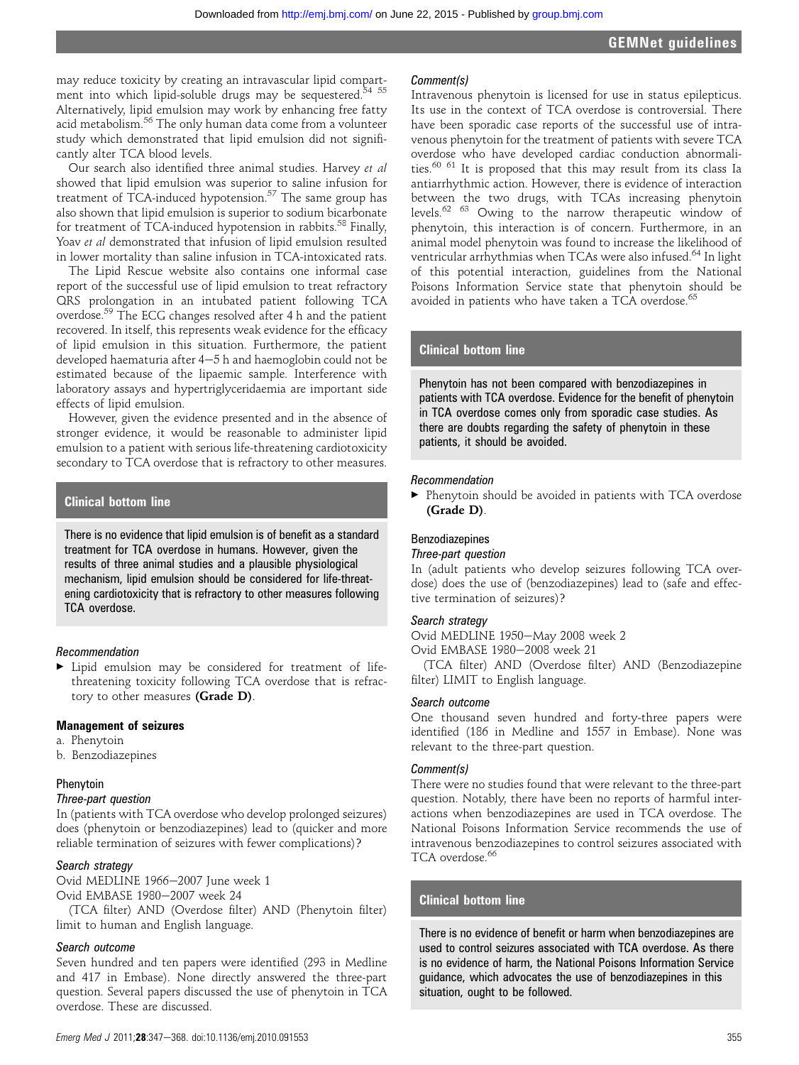may reduce toxicity by creating an intravascular lipid compartment into which lipid-soluble drugs may be sequestered.[54 55] Alternatively, lipid emulsion may work by enhancing free fatty acid metabolism.[56] The only human data come from a volunteer study which demonstrated that lipid emulsion did not significantly alter TCA blood levels.

Our search also identified three animal studies. Harvey *et al* showed that lipid emulsion was superior to saline infusion for treatment of TCA-induced hypotension.[57] The same group has also shown that lipid emulsion is superior to sodium bicarbonate for treatment of TCA-induced hypotension in rabbits.[58] Finally, Yoav *et al* demonstrated that infusion of lipid emulsion resulted in lower mortality than saline infusion in TCA-intoxicated rats.

The Lipid Rescue website also contains one informal case report of the successful use of lipid emulsion to treat refractory QRS prolongation in an intubated patient following TCA overdose.[59] The ECG changes resolved after 4 h and the patient recovered. In itself, this represents weak evidence for the efficacy of lipid emulsion in this situation. Furthermore, the patient developed haematuria after 4–5 h and haemoglobin could not be estimated because of the lipaemic sample. Interference with laboratory assays and hypertriglyceridaemia are important side effects of lipid emulsion.

However, given the evidence presented and in the absence of stronger evidence, it would be reasonable to administer lipid emulsion to a patient with serious life-threatening cardiotoxicity secondary to TCA overdose that is refractory to other measures.

**Clinical bottom line**

There is no evidence that lipid emulsion is of benefit as a standard treatment for TCA overdose in humans. However, given the results of three animal studies and a plausible physiological mechanism, lipid emulsion should be considered for life-threatening cardiotoxicity that is refractory to other measures following TCA overdose.

*Recommendation*

- Lipid emulsion may be considered for treatment of life-threatening toxicity following TCA overdose that is refractory to other measures **(Grade D)**.

### Management of seizures

a. Phenytoin
b. Benzodiazepines

#### Phenytoin

*Three-part question*

In (patients with TCA overdose who develop prolonged seizures) does (phenytoin or benzodiazepines) lead to (quicker and more reliable termination of seizures with fewer complications)?

*Search strategy*

Ovid MEDLINE 1966–2007 June week 1
Ovid EMBASE 1980–2007 week 24
(TCA filter) AND (Overdose filter) AND (Phenytoin filter) limit to human and English language.

*Search outcome*

Seven hundred and ten papers were identified (293 in Medline and 417 in Embase). None directly answered the three-part question. Several papers discussed the use of phenytoin in TCA overdose. These are discussed.

*Comment(s)*

Intravenous phenytoin is licensed for use in status epilepticus. Its use in the context of TCA overdose is controversial. There have been sporadic case reports of the successful use of intravenous phenytoin for the treatment of patients with severe TCA overdose who have developed cardiac conduction abnormalities.[60 61] It is proposed that this may result from its class Ia antiarrhythmic action. However, there is evidence of interaction between the two drugs, with TCAs increasing phenytoin levels.[62 63] Owing to the narrow therapeutic window of phenytoin, this interaction is of concern. Furthermore, in an animal model phenytoin was found to increase the likelihood of ventricular arrhythmias when TCAs were also infused.[64] In light of this potential interaction, guidelines from the National Poisons Information Service state that phenytoin should be avoided in patients who have taken a TCA overdose.[65]

**Clinical bottom line**

Phenytoin has not been compared with benzodiazepines in patients with TCA overdose. Evidence for the benefit of phenytoin in TCA overdose comes only from sporadic case studies. As there are doubts regarding the safety of phenytoin in these patients, it should be avoided.

*Recommendation*

- Phenytoin should be avoided in patients with TCA overdose **(Grade D)**.

#### Benzodiazepines

*Three-part question*

In (adult patients who develop seizures following TCA overdose) does the use of (benzodiazepines) lead to (safe and effective termination of seizures)?

*Search strategy*

Ovid MEDLINE 1950–May 2008 week 2
Ovid EMBASE 1980–2008 week 21
(TCA filter) AND (Overdose filter) AND (Benzodiazepine filter) LIMIT to English language.

*Search outcome*

One thousand seven hundred and forty-three papers were identified (186 in Medline and 1557 in Embase). None was relevant to the three-part question.

*Comment(s)*

There were no studies found that were relevant to the three-part question. Notably, there have been no reports of harmful interactions when benzodiazepines are used in TCA overdose. The National Poisons Information Service recommends the use of intravenous benzodiazepines to control seizures associated with TCA overdose.[66]

**Clinical bottom line**

There is no evidence of benefit or harm when benzodiazepines are used to control seizures associated with TCA overdose. As there is no evidence of harm, the National Poisons Information Service guidance, which advocates the use of benzodiazepines in this situation, ought to be followed.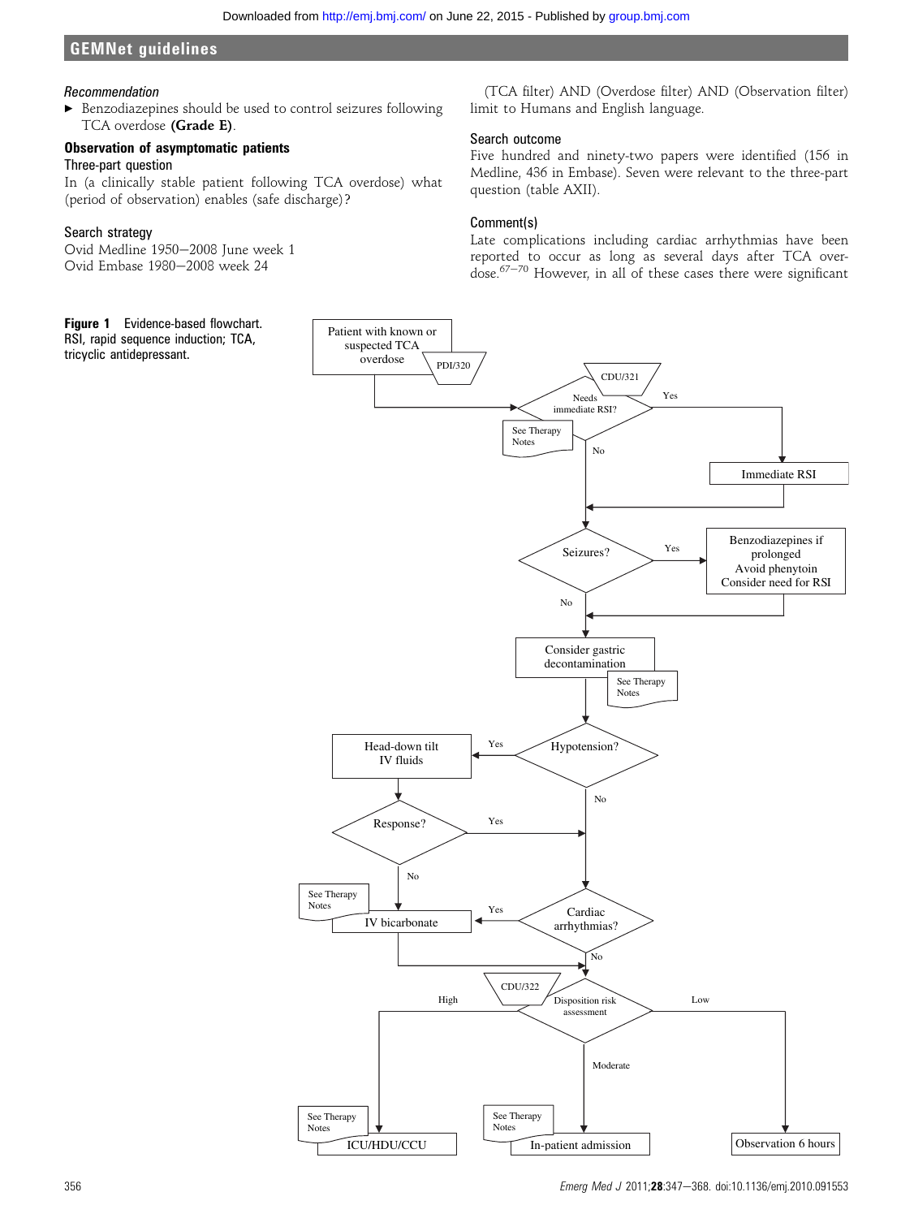### Recommendation

- Benzodiazepines should be used to control seizures following TCA overdose **(Grade E)**.

### Observation of asymptomatic patients

#### Three-part question

In (a clinically stable patient following TCA overdose) what (period of observation) enables (safe discharge)?

#### Search strategy

Ovid Medline 1950–2008 June week 1
Ovid Embase 1980–2008 week 24

(TCA filter) AND (Overdose filter) AND (Observation filter) limit to Humans and English language.

#### Search outcome

Five hundred and ninety-two papers were identified (156 in Medline, 436 in Embase). Seven were relevant to the three-part question (table AXII).

#### Comment(s)

Late complications including cardiac arrhythmias have been reported to occur as long as several days after TCA overdose.[67–70] However, in all of these cases there were significant

**Figure 1** Evidence-based flowchart. RSI, rapid sequence induction; TCA, tricyclic antidepressant.

- Patient with known or suspected TCA overdose (PDI/320)
- Needs immediate RSI? (CDU/321; See Therapy Notes)
  - Yes → Immediate RSI
  - No → Seizures?
- Seizures?
  - Yes → Benzodiazepines if prolonged; Avoid phenytoin; Consider need for RSI
  - No → Consider gastric decontamination (See Therapy Notes)
- Hypotension?
  - Yes → Head-down tilt, IV fluids → Response?
    - Yes → Cardiac arrhythmias?
    - No → IV bicarbonate (See Therapy Notes)
  - No → Cardiac arrhythmias?
- Cardiac arrhythmias?
  - Yes → IV bicarbonate
  - No → Disposition risk assessment
- Disposition risk assessment (CDU/322)
  - High → ICU/HDU/CCU (See Therapy Notes)
  - Moderate → In-patient admission (See Therapy Notes)
  - Low → Observation 6 hours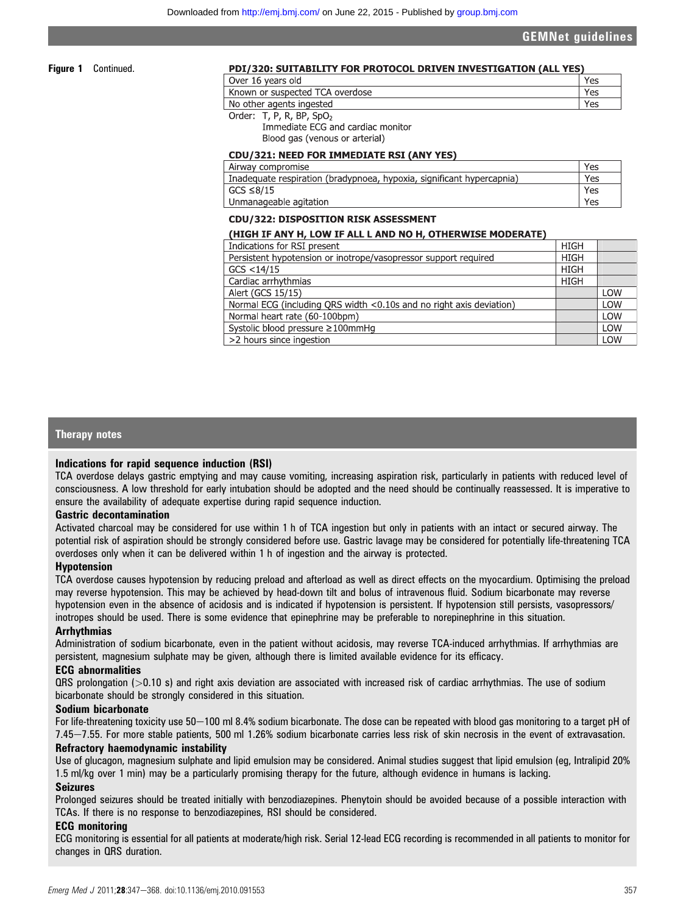**Figure 1** Continued.

**PDI/320: SUITABILITY FOR PROTOCOL DRIVEN INVESTIGATION (ALL YES)**

| | |
|---|---|
| Over 16 years old | Yes |
| Known or suspected TCA overdose | Yes |
| No other agents ingested | Yes |

Order: T, P, R, BP, $SpO_2$
Immediate ECG and cardiac monitor
Blood gas (venous or arterial)

**CDU/321: NEED FOR IMMEDIATE RSI (ANY YES)**

| | |
|---|---|
| Airway compromise | Yes |
| Inadequate respiration (bradypnoea, hypoxia, significant hypercapnia) | Yes |
| GCS ≤8/15 | Yes |
| Unmanageable agitation | Yes |

**CDU/322: DISPOSITION RISK ASSESSMENT**

**(HIGH IF ANY H, LOW IF ALL L AND NO H, OTHERWISE MODERATE)**

| | | |
|---|---|---|
| Indications for RSI present | HIGH | |
| Persistent hypotension or inotrope/vasopressor support required | HIGH | |
| GCS <14/15 | HIGH | |
| Cardiac arrhythmias | HIGH | |
| Alert (GCS 15/15) | | LOW |
| Normal ECG (including QRS width <0.10s and no right axis deviation) | | LOW |
| Normal heart rate (60-100bpm) | | LOW |
| Systolic blood pressure ≥100mmHg | | LOW |
| >2 hours since ingestion | | LOW |

## Therapy notes

**Indications for rapid sequence induction (RSI)**
TCA overdose delays gastric emptying and may cause vomiting, increasing aspiration risk, particularly in patients with reduced level of consciousness. A low threshold for early intubation should be adopted and the need should be continually reassessed. It is imperative to ensure the availability of adequate expertise during rapid sequence induction.

**Gastric decontamination**
Activated charcoal may be considered for use within 1 h of TCA ingestion but only in patients with an intact or secured airway. The potential risk of aspiration should be strongly considered before use. Gastric lavage may be considered for potentially life-threatening TCA overdoses only when it can be delivered within 1 h of ingestion and the airway is protected.

**Hypotension**
TCA overdose causes hypotension by reducing preload and afterload as well as direct effects on the myocardium. Optimising the preload may reverse hypotension. This may be achieved by head-down tilt and bolus of intravenous fluid. Sodium bicarbonate may reverse hypotension even in the absence of acidosis and is indicated if hypotension is persistent. If hypotension still persists, vasopressors/inotropes should be used. There is some evidence that epinephrine may be preferable to norepinephrine in this situation.

**Arrhythmias**
Administration of sodium bicarbonate, even in the patient without acidosis, may reverse TCA-induced arrhythmias. If arrhythmias are persistent, magnesium sulphate may be given, although there is limited available evidence for its efficacy.

**ECG abnormalities**
QRS prolongation (>0.10 s) and right axis deviation are associated with increased risk of cardiac arrhythmias. The use of sodium bicarbonate should be strongly considered in this situation.

**Sodium bicarbonate**
For life-threatening toxicity use 50–100 ml 8.4% sodium bicarbonate. The dose can be repeated with blood gas monitoring to a target pH of 7.45–7.55. For more stable patients, 500 ml 1.26% sodium bicarbonate carries less risk of skin necrosis in the event of extravasation.

**Refractory haemodynamic instability**
Use of glucagon, magnesium sulphate and lipid emulsion may be considered. Animal studies suggest that lipid emulsion (eg, Intralipid 20% 1.5 ml/kg over 1 min) may be a particularly promising therapy for the future, although evidence in humans is lacking.

**Seizures**
Prolonged seizures should be treated initially with benzodiazepines. Phenytoin should be avoided because of a possible interaction with TCAs. If there is no response to benzodiazepines, RSI should be considered.

**ECG monitoring**
ECG monitoring is essential for all patients at moderate/high risk. Serial 12-lead ECG recording is recommended in all patients to monitor for changes in QRS duration.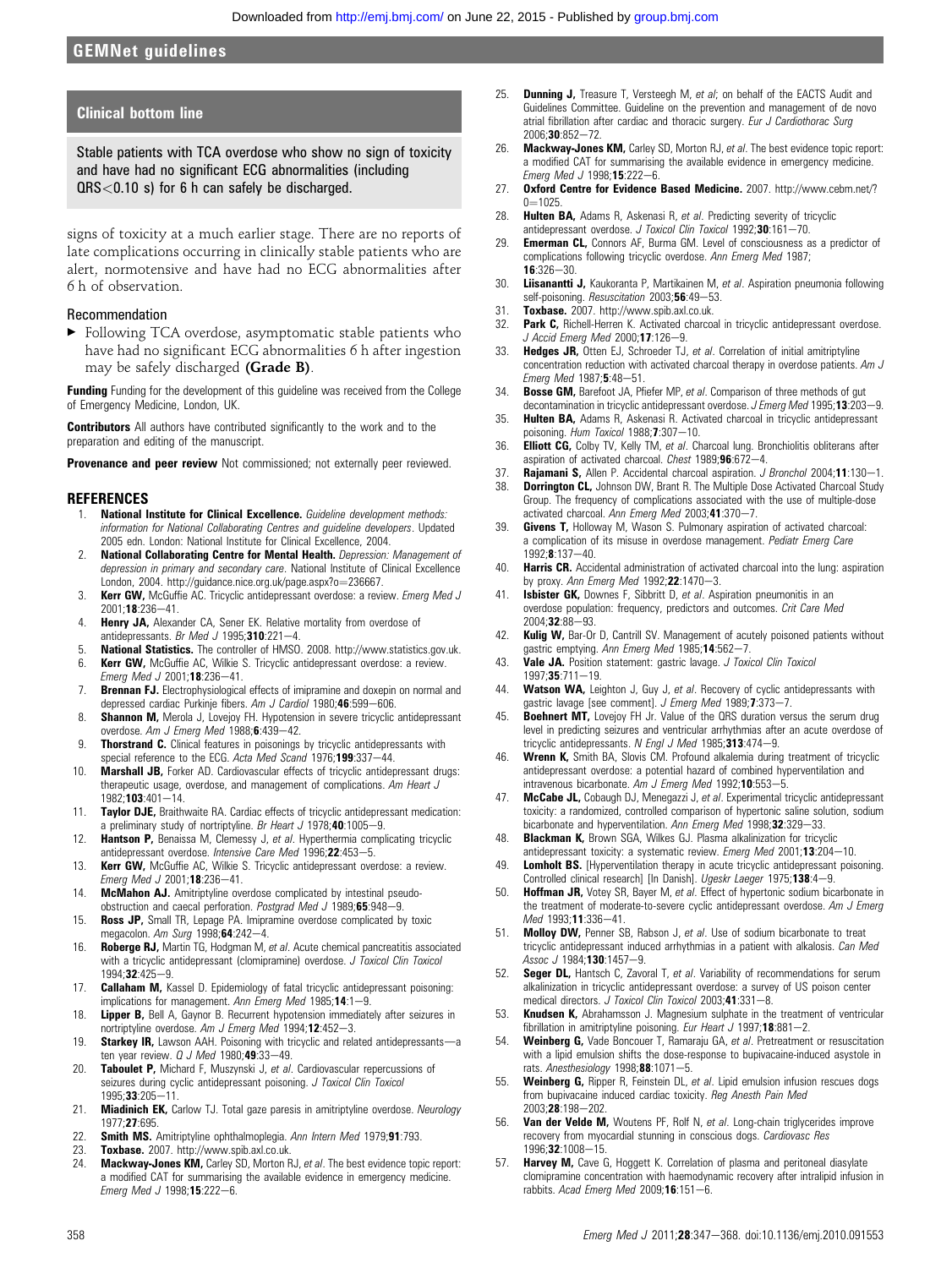## Clinical bottom line

Stable patients with TCA overdose who show no sign of toxicity and have had no significant ECG abnormalities (including QRS<0.10 s) for 6 h can safely be discharged.

signs of toxicity at a much earlier stage. There are no reports of late complications occurring in clinically stable patients who are alert, normotensive and have had no ECG abnormalities after 6 h of observation.

### Recommendation

- Following TCA overdose, asymptomatic stable patients who have had no significant ECG abnormalities 6 h after ingestion may be safely discharged **(Grade B)**.

**Funding** Funding for the development of this guideline was received from the College of Emergency Medicine, London, UK.

**Contributors** All authors have contributed significantly to the work and to the preparation and editing of the manuscript.

**Provenance and peer review** Not commissioned; not externally peer reviewed.

## REFERENCES

1. **National Institute for Clinical Excellence.** *Guideline development methods: information for National Collaborating Centres and guideline developers*. Updated 2005 edn. London: National Institute for Clinical Excellence, 2004.
2. **National Collaborating Centre for Mental Health.** *Depression: Management of depression in primary and secondary care*. National Institute of Clinical Excellence London, 2004. http://guidance.nice.org.uk/page.aspx?o=236667.
3. **Kerr GW,** McGuffie AC. Tricyclic antidepressant overdose: a review. *Emerg Med J* 2001;**18**:236—41.
4. **Henry JA,** Alexander CA, Sener EK. Relative mortality from overdose of antidepressants. *Br Med J* 1995;**310**:221—4.
5. **National Statistics.** The controller of HMSO. 2008. http://www.statistics.gov.uk.
6. **Kerr GW,** McGuffie AC, Wilkie S. Tricyclic antidepressant overdose: a review. *Emerg Med J* 2001;**18**:236—41.
7. **Brennan FJ.** Electrophysiological effects of imipramine and doxepin on normal and depressed cardiac Purkinje fibers. *Am J Cardiol* 1980;**46**:599—606.
8. **Shannon M,** Merola J, Lovejoy FH. Hypotension in severe tricyclic antidepressant overdose. *Am J Emerg Med* 1988;**6**:439—42.
9. **Thorstrand C.** Clinical features in poisonings by tricyclic antidepressants with special reference to the ECG. *Acta Med Scand* 1976;**199**:337—44.
10. **Marshall JB,** Forker AD. Cardiovascular effects of tricyclic antidepressant drugs: therapeutic usage, overdose, and management of complications. *Am Heart J* 1982;**103**:401—14.
11. **Taylor DJE,** Braithwaite RA. Cardiac effects of tricyclic antidepressant medication: a preliminary study of nortriptyline. *Br Heart J* 1978;**40**:1005—9.
12. **Hantson P,** Benaissa M, Clemessy J, *et al*. Hyperthermia complicating tricyclic antidepressant overdose. *Intensive Care Med* 1996;**22**:453—5.
13. **Kerr GW,** McGuffie AC, Wilkie S. Tricyclic antidepressant overdose: a review. *Emerg Med J* 2001;**18**:236—41.
14. **McMahon AJ.** Amitriptyline overdose complicated by intestinal pseudo-obstruction and caecal perforation. *Postgrad Med J* 1989;**65**:948—9.
15. **Ross JP,** Small TR, Lepage PA. Imipramine overdose complicated by toxic megacolon. *Am Surg* 1998;**64**:242—4.
16. **Roberge RJ,** Martin TG, Hodgman M, *et al*. Acute chemical pancreatitis associated with a tricyclic antidepressant (clomipramine) overdose. *J Toxicol Clin Toxicol* 1994;**32**:425—9.
17. **Callaham M,** Kassel D. Epidemiology of fatal tricyclic antidepressant poisoning: implications for management. *Ann Emerg Med* 1985;**14**:1—9.
18. **Lipper B,** Bell A, Gaynor B. Recurrent hypotension immediately after seizures in nortriptyline overdose. *Am J Emerg Med* 1994;**12**:452—3.
19. **Starkey IR,** Lawson AAH. Poisoning with tricyclic and related antidepressants—a ten year review. *Q J Med* 1980;**49**:33—49.
20. **Taboulet P,** Michard F, Muszynski J, *et al*. Cardiovascular repercussions of seizures during cyclic antidepressant poisoning. *J Toxicol Clin Toxicol* 1995;**33**:205—11.
21. **Miadinich EK,** Carlow TJ. Total gaze paresis in amitriptyline overdose. *Neurology* 1977;**27**:695.
22. **Smith MS.** Amitriptyline ophthalmoplegia. *Ann Intern Med* 1979;**91**:793.
23. **Toxbase.** 2007. http://www.spib.axl.co.uk.
24. **Mackway-Jones KM,** Carley SD, Morton RJ, *et al*. The best evidence topic report: a modified CAT for summarising the available evidence in emergency medicine. *Emerg Med J* 1998;**15**:222—6.
25. **Dunning J,** Treasure T, Versteegh M, *et al*; on behalf of the EACTS Audit and Guidelines Committee. Guideline on the prevention and management of de novo atrial fibrillation after cardiac and thoracic surgery. *Eur J Cardiothorac Surg* 2006;**30**:852—72.
26. **Mackway-Jones KM,** Carley SD, Morton RJ, *et al*. The best evidence topic report: a modified CAT for summarising the available evidence in emergency medicine. *Emerg Med J* 1998;**15**:222—6.
27. **Oxford Centre for Evidence Based Medicine.** 2007. http://www.cebm.net/?O=1025.
28. **Hulten BA,** Adams R, Askenasi R, *et al*. Predicting severity of tricyclic antidepressant overdose. *J Toxicol Clin Toxicol* 1992;**30**:161—70.
29. **Emerman CL,** Connors AF, Burma GM. Level of consciousness as a predictor of complications following tricyclic overdose. *Ann Emerg Med* 1987; **16**:326—30.
30. **Liisanantti J,** Kaukoranta P, Martikainen M, *et al*. Aspiration pneumonia following self-poisoning. *Resuscitation* 2003;**56**:49—53.
31. **Toxbase.** 2007. http://www.spib.axl.co.uk.
32. **Park C,** Richell-Herren K. Activated charcoal in tricyclic antidepressant overdose. *J Accid Emerg Med* 2000;**17**:126—9.
33. **Hedges JR,** Otten EJ, Schroeder TJ, *et al*. Correlation of initial amitriptyline concentration reduction with activated charcoal therapy in overdose patients. *Am J Emerg Med* 1987;**5**:48—51.
34. **Bosse GM,** Barefoot JA, Pfiefer MP, *et al*. Comparison of three methods of gut decontamination in tricyclic antidepressant overdose. *J Emerg Med* 1995;**13**:203—9.
35. **Hulten BA,** Adams R, Askenasi R. Activated charcoal in tricyclic antidepressant poisoning. *Hum Toxicol* 1988;**7**:307—10.
36. **Elliott CG,** Colby TV, Kelly TM, *et al*. Charcoal lung. Bronchiolitis obliterans after aspiration of activated charcoal. *Chest* 1989;**96**:672—4.
37. **Rajamani S,** Allen P. Accidental charcoal aspiration. *J Bronchol* 2004;**11**:130—1.
38. **Dorrington CL,** Johnson DW, Brant R. The Multiple Dose Activated Charcoal Study Group. The frequency of complications associated with the use of multiple-dose activated charcoal. *Ann Emerg Med* 2003;**41**:370—7.
39. **Givens T,** Holloway M, Wason S. Pulmonary aspiration of activated charcoal: a complication of its misuse in overdose management. *Pediatr Emerg Care* 1992;**8**:137—40.
40. **Harris CR.** Accidental administration of activated charcoal into the lung: aspiration by proxy. *Ann Emerg Med* 1992;**22**:1470—3.
41. **Isbister GK,** Downes F, Sibbritt D, *et al*. Aspiration pneumonitis in an overdose population: frequency, predictors and outcomes. *Crit Care Med* 2004;**32**:88—93.
42. **Kulig W,** Bar-Or D, Cantrill SV. Management of acutely poisoned patients without gastric emptying. *Ann Emerg Med* 1985;**14**:562—7.
43. **Vale JA.** Position statement: gastric lavage. *J Toxicol Clin Toxicol* 1997;**35**:711—19.
44. **Watson WA,** Leighton J, Guy J, *et al*. Recovery of cyclic antidepressants with gastric lavage [see comment]. *J Emerg Med* 1989;**7**:373—7.
45. **Boehnert MT,** Lovejoy FH Jr. Value of the QRS duration versus the serum drug level in predicting seizures and ventricular arrhythmias after an acute overdose of tricyclic antidepressants. *N Engl J Med* 1985;**313**:474—9.
46. **Wrenn K,** Smith BA, Slovis CM. Profound alkalemia during treatment of tricyclic antidepressant overdose: a potential hazard of combined hyperventilation and intravenous bicarbonate. *Am J Emerg Med* 1992;**10**:553—5.
47. **McCabe JL,** Cobaugh DJ, Menegazzi J, *et al*. Experimental tricyclic antidepressant toxicity: a randomized, controlled comparison of hypertonic saline solution, sodium bicarbonate and hyperventilation. *Ann Emerg Med* 1998;**32**:329—33.
48. **Blackman K,** Brown SGA, Wilkes GJ. Plasma alkalinization for tricyclic antidepressant toxicity: a systematic review. *Emerg Med* 2001;**13**:204—10.
49. **Lomholt BS.** [Hyperventilation therapy in acute tricyclic antidepressant poisoning. Controlled clinical research] [In Danish]. *Ugeskr Laeger* 1975;**138**:4—9.
50. **Hoffman JR,** Votey SR, Bayer M, *et al*. Effect of hypertonic sodium bicarbonate in the treatment of moderate-to-severe cyclic antidepressant overdose. *Am J Emerg Med* 1993;**11**:336—41.
51. **Molloy DW,** Penner SB, Rabson J, *et al*. Use of sodium bicarbonate to treat tricyclic antidepressant induced arrhythmias in a patient with alkalosis. *Can Med Assoc J* 1984;**130**:1457—9.
52. **Seger DL,** Hantsch C, Zavoral T, *et al*. Variability of recommendations for serum alkalinization in tricyclic antidepressant overdose: a survey of US poison center medical directors. *J Toxicol Clin Toxicol* 2003;**41**:331—8.
53. **Knudsen K,** Abrahamsson J. Magnesium sulphate in the treatment of ventricular fibrillation in amitriptyline poisoning. *Eur Heart J* 1997;**18**:881—2.
54. **Weinberg G,** Vade Boncouer T, Ramaraju GA, *et al*. Pretreatment or resuscitation with a lipid emulsion shifts the dose-response to bupivacaine-induced asystole in rats. *Anesthesiology* 1998;**88**:1071—5.
55. **Weinberg G,** Ripper R, Feinstein DL, *et al*. Lipid emulsion infusion rescues dogs from bupivacaine induced cardiac toxicity. *Reg Anesth Pain Med* 2003;**28**:198—202.
56. **Van der Velde M,** Woutens PF, Rolf N, *et al*. Long-chain triglycerides improve recovery from myocardial stunning in conscious dogs. *Cardiovasc Res* 1996;**32**:1008—15.
57. **Harvey M,** Cave G, Hoggett K. Correlation of plasma and peritoneal diasylate clomipramine concentration with haemodynamic recovery after intralipid infusion in rabbits. *Acad Emerg Med* 2009;**16**:151—6.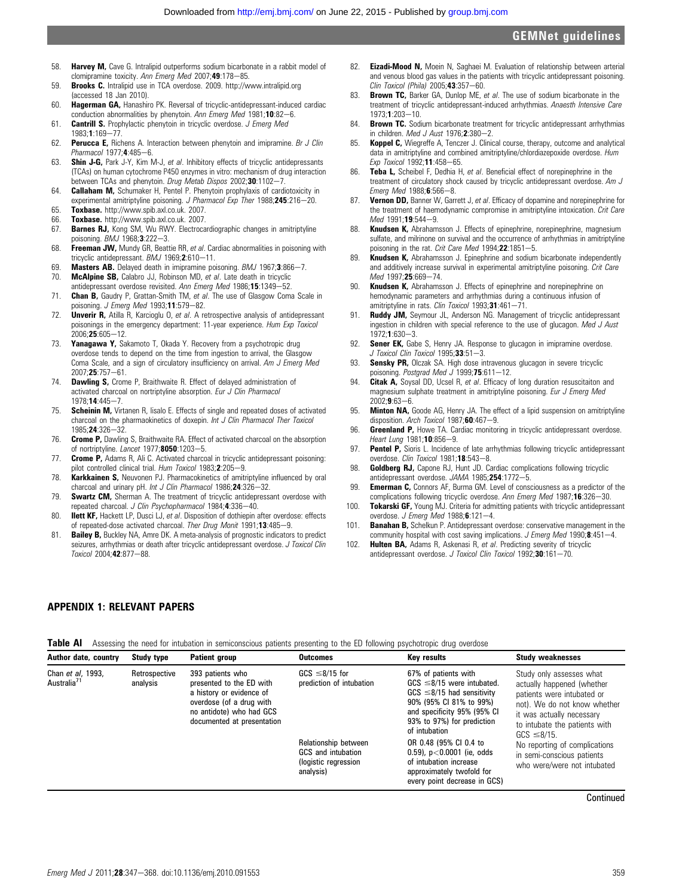58. **Harvey M,** Cave G. Intralipid outperforms sodium bicarbonate in a rabbit model of clomipramine toxicity. *Ann Emerg Med* 2007;**49**:178–85.
59. **Brooks C.** Intralipid use in TCA overdose. 2009. http://www.intralipid.org (accessed 18 Jan 2010).
60. **Hagerman GA,** Hanashiro PK. Reversal of tricyclic-antidepressant-induced cardiac conduction abnormalities by phenytoin. *Ann Emerg Med* 1981;**10**:82–6.
61. **Cantrill S.** Prophylactic phenytoin in tricyclic overdose. *J Emerg Med* 1983;**1**:169–77.
62. **Perucca E,** Richens A. Interaction between phenytoin and imipramine. *Br J Clin Pharmacol* 1977;**4**:485–6.
63. **Shin J-G,** Park J-Y, Kim M-J, *et al*. Inhibitory effects of tricyclic antidepressants (TCAs) on human cytochrome P450 enzymes in vitro: mechanism of drug interaction between TCAs and phenytoin. *Drug Metab Dispos* 2002;**30**:1102–7.
64. **Callaham M,** Schumaker H, Pentel P. Phenytoin prophylaxis of cardiotoxicity in experimental amitriptyline poisoning. *J Pharmacol Exp Ther* 1988;**245**:216–20.
65. **Toxbase.** http://www.spib.axl.co.uk. 2007.
66. **Toxbase.** http://www.spib.axl.co.uk. 2007.
67. **Barnes RJ,** Kong SM, Wu RWY. Electrocardiographic changes in amitriptyline poisoning. *BMJ* 1968;**3**:222–3.
68. **Freeman JW,** Mundy GR, Beattie RR, *et al*. Cardiac abnormalities in poisoning with tricyclic antidepressant. *BMJ* 1969;**2**:610–11.
69. **Masters AB.** Delayed death in imipramine poisoning. *BMJ* 1967;**3**:866–7.
70. **McAlpine SB,** Calabro JJ, Robinson MD, *et al*. Late death in tricyclic antidepressant overdose revisited. *Ann Emerg Med* 1986;**15**:1349–52.
71. **Chan B,** Gaudry P, Grattan-Smith TM, *et al*. The use of Glasgow Coma Scale in poisoning. *J Emerg Med* 1993;**11**:579–82.
72. **Unverir R,** Atilla R, Karcioglu O, *et al*. A retrospective analysis of antidepressant poisonings in the emergency department: 11-year experience. *Hum Exp Toxicol* 2006;**25**:605–12.
73. **Yanagawa Y,** Sakamoto T, Okada Y. Recovery from a psychotropic drug overdose tends to depend on the time from ingestion to arrival, the Glasgow Coma Scale, and a sign of circulatory insufficiency on arrival. *Am J Emerg Med* 2007;**25**:757–61.
74. **Dawling S,** Crome P, Braithwaite R. Effect of delayed administration of activated charcoal on nortriptyline absorption. *Eur J Clin Pharmacol* 1978;**14**:445–7.
75. **Scheinin M,** Virtanen R, Iisalo E. Effects of single and repeated doses of activated charcoal on the pharmacokinetics of doxepin. *Int J Clin Pharmacol Ther Toxicol* 1985;**24**:326–32.
76. **Crome P,** Dawling S, Braithwaite RA. Effect of activated charcoal on the absorption of nortriptyline. *Lancet* 1977;**8050**:1203–5.
77. **Crome P,** Adams R, Ali C. Activated charcoal in tricyclic antidepressant poisoning: pilot controlled clinical trial. *Hum Toxicol* 1983;**2**:205–9.
78. **Karkkainen S,** Neuvonen PJ. Pharmacokinetics of amitriptyline influenced by oral charcoal and urinary pH. *Int J Clin Pharmacol* 1986;**24**:326–32.
79. **Swartz CM,** Sherman A. The treatment of tricyclic antidepressant overdose with repeated charcoal. *J Clin Psychopharmacol* 1984;**4**:336–40.
80. **Ilett KF,** Hackett LP, Dusci LJ, *et al*. Disposition of dothiepin after overdose: effects of repeated-dose activated charcoal. *Ther Drug Monit* 1991;**13**:485–9.
81. **Bailey B,** Buckley NA, Amre DK. A meta-analysis of prognostic indicators to predict seizures, arrhythmias or death after tricyclic antidepressant overdose. *J Toxicol Clin Toxicol* 2004;**42**:877–88.
82. **Eizadi-Mood N,** Moein N, Saghaei M. Evaluation of relationship between arterial and venous blood gas values in the patients with tricyclic antidepressant poisoning. *Clin Toxicol (Phila)* 2005;**43**:357–60.
83. **Brown TC,** Barker GA, Dunlop ME, *et al*. The use of sodium bicarbonate in the treatment of tricyclic antidepressant-induced arrhythmias. *Anaesth Intensive Care* 1973;**1**:203–10.
84. **Brown TC.** Sodium bicarbonate treatment for tricyclic antidepressant arrhythmias in children. *Med J Aust* 1976;**2**:380–2.
85. **Koppel C,** Wiegreffe A, Tenczer J. Clinical course, therapy, outcome and analytical data in amitriptyline and combined amitriptyline/chlordiazepoxide overdose. *Hum Exp Toxicol* 1992;**11**:458–65.
86. **Teba L,** Scheibel F, Dedhia H, *et al*. Beneficial effect of norepinephrine in the treatment of circulatory shock caused by tricyclic antidepressant overdose. *Am J Emerg Med* 1988;**6**:566–8.
87. **Vernon DD,** Banner W, Garrett J, *et al*. Efficacy of dopamine and norepinephrine for the treatment of haemodynamic compromise in amitriptyline intoxication. *Crit Care Med* 1991;**19**:544–9.
88. **Knudsen K,** Abrahamsson J. Effects of epinephrine, norepinephrine, magnesium sulfate, and milrinone on survival and the occurrence of arrhythmias in amitriptyline poisoning in the rat. *Crit Care Med* 1994;**22**:1851–5.
89. **Knudsen K,** Abrahamsson J. Epinephrine and sodium bicarbonate independently and additively increase survival in experimental amitriptyline poisoning. *Crit Care Med* 1997;**25**:669–74.
90. **Knudsen K,** Abrahamsson J. Effects of epinephrine and norepinephrine on hemodynamic parameters and arrhythmias during a continuous infusion of amitriptyline in rats. *Clin Toxicol* 1993;**31**:461–71.
91. **Ruddy JM,** Seymour JL, Anderson NG. Management of tricyclic antidepressant ingestion in children with special reference to the use of glucagon. *Med J Aust* 1972;**1**:630–3.
92. **Sener EK,** Gabe S, Henry JA. Response to glucagon in imipramine overdose. *J Toxicol Clin Toxicol* 1995;**33**:51–3.
93. **Sensky PR,** Olczak SA. High dose intravenous glucagon in severe tricyclic poisoning. *Postgrad Med J* 1999;**75**:611–12.
94. **Citak A,** Soysal DD, Ucsel R, *et al*. Efficacy of long duration resuscitaiton and magnesium sulphate treatment in amitriptyline poisoning. *Eur J Emerg Med* 2002;**9**:63–6.
95. **Minton NA,** Goode AG, Henry JA. The effect of a lipid suspension on amitriptyline disposition. *Arch Toxicol* 1987;**60**:467–9.
96. **Greenland P,** Howe TA. Cardiac monitoring in tricyclic antidepressant overdose. *Heart Lung* 1981;**10**:856–9.
97. **Pentel P,** Sioris L. Incidence of late arrhythmias following tricyclic antidepressant overdose. *Clin Toxicol* 1981;**18**:543–8.
98. **Goldberg RJ,** Capone RJ, Hunt JD. Cardiac complications following tricyclic antidepressant overdose. *JAMA* 1985;**254**:1772–5.
99. **Emerman C,** Connors AF, Burma GM. Level of consciousness as a predictor of the complications following tricyclic overdose. *Ann Emerg Med* 1987;**16**:326–30.
100. **Tokarski GF,** Young MJ. Criteria for admitting patients with tricyclic antidepressant overdose. *J Emerg Med* 1988;**6**:121–4.
101. **Banahan B,** Schelkun P. Antidepressant overdose: conservative management in the community hospital with cost saving implications. *J Emerg Med* 1990;**8**:451–4.
102. **Hulten BA,** Adams R, Askenasi R, *et al*. Predicting severity of tricyclic antidepressant overdose. *J Toxicol Clin Toxicol* 1992;**30**:161–70.

## APPENDIX 1: RELEVANT PAPERS

**Table AI** Assessing the need for intubation in semiconscious patients presenting to the ED following psychotropic drug overdose

| Author date, country | Study type | Patient group | Outcomes | Key results | Study weaknesses |
|---|---|---|---|---|---|
| Chan *et al*, 1993, Australia[71] | Retrospective analysis | 393 patients who presented to the ED with a history or evidence of overdose (of a drug with no antidote) who had GCS documented at presentation | GCS ≤8/15 for prediction of intubation | 67% of patients with GCS ≤8/15 were intubated. GCS ≤8/15 had sensitivity 90% (95% CI 81% to 99%) and specificity 95% (95% CI 93% to 97%) for prediction of intubation | Study only assesses what actually happened (whether patients were intubated or not). We do not know whether it was actually necessary to intubate the patients with GCS ≤8/15. No reporting of complications in semi-conscious patients who were/were not intubated |
| | | | Relationship between GCS and intubation (logistic regression analysis) | OR 0.48 (95% CI 0.4 to 0.59), p<0.0001 (ie, odds of intubation increase approximately twofold for every point decrease in GCS) | |

Continued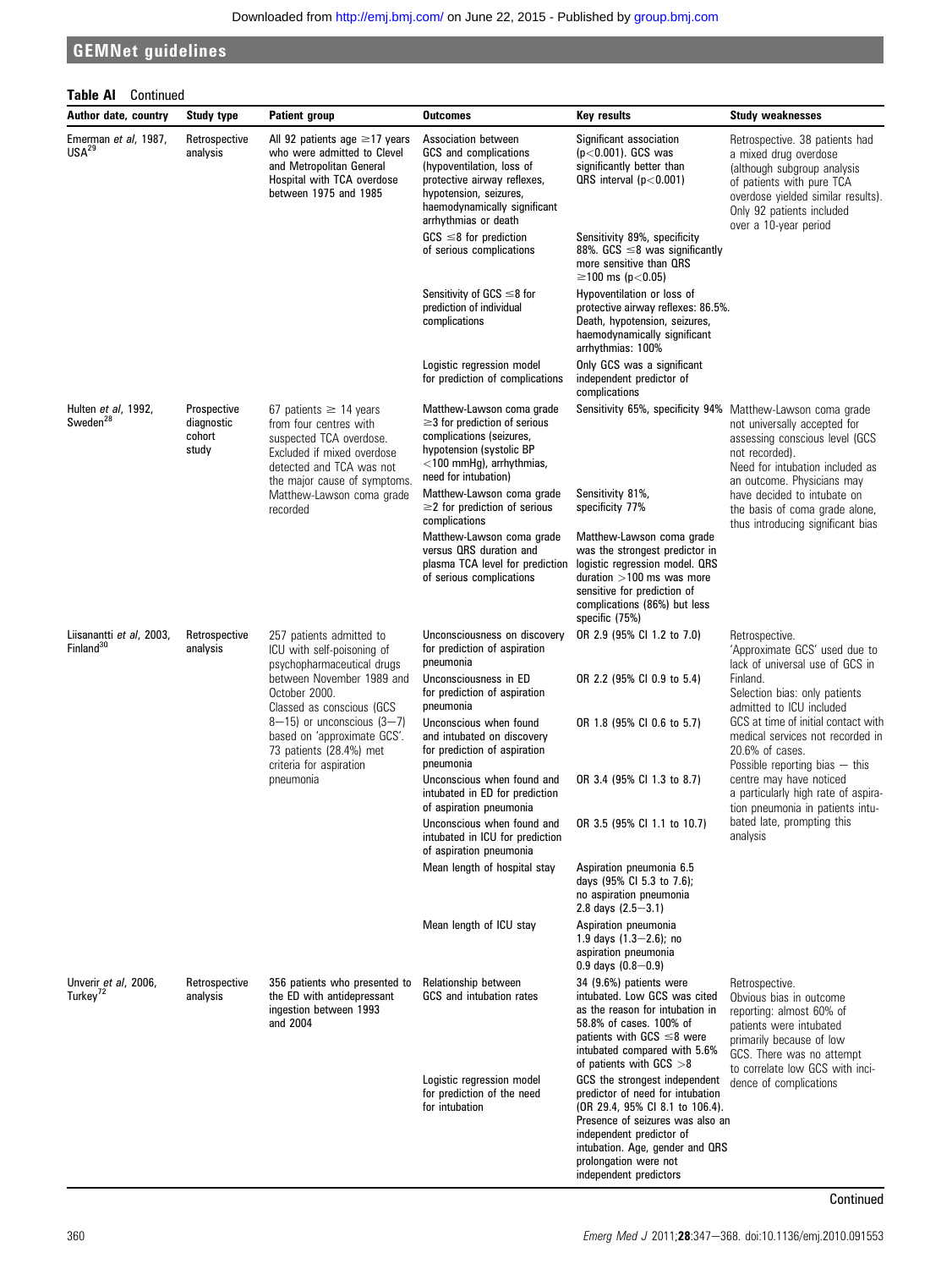**Table AI** Continued

| Author date, country | Study type | Patient group | Outcomes | Key results | Study weaknesses |
|---|---|---|---|---|---|
| Emerman *et al*, 1987, USA[29] | Retrospective analysis | All 92 patients age ≥17 years who were admitted to Clevel and Metropolitan General Hospital with TCA overdose between 1975 and 1985 | Association between GCS and complications (hypoventilation, loss of protective airway reflexes, hypotension, seizures, haemodynamically significant arrhythmias or death | Significant association ($p<0.001$). GCS was significantly better than QRS interval ($p<0.001$) | Retrospective. 38 patients had a mixed drug overdose (although subgroup analysis of patients with pure TCA overdose yielded similar results). Only 92 patients included over a 10-year period |
| | | | GCS ≤8 for prediction of serious complications | Sensitivity 89%, specificity 88%. GCS ≤8 was significantly more sensitive than QRS ≥100 ms ($p<0.05$) | |
| | | | Sensitivity of GCS ≤8 for prediction of individual complications | Hypoventilation or loss of protective airway reflexes: 86.5%. Death, hypotension, seizures, haemodynamically significant arrhythmias: 100% | |
| | | | Logistic regression model for prediction of complications | Only GCS was a significant independent predictor of complications | |
| Hulten *et al*, 1992, Sweden[28] | Prospective diagnostic cohort study | 67 patients ≥ 14 years from four centres with suspected TCA overdose. Excluded if mixed overdose detected and TCA was not the major cause of symptoms. Matthew-Lawson coma grade recorded | Matthew-Lawson coma grade ≥3 for prediction of serious complications (seizures, hypotension (systolic BP <100 mm Hg), arrhythmias, need for intubation) | Sensitivity 65%, specificity 94% | Matthew-Lawson coma grade not universally accepted for assessing conscious level (GCS not recorded). Need for intubation included as an outcome. Physicians may have decided to intubate on the basis of coma grade alone, thus introducing significant bias |
| | | | Matthew-Lawson coma grade ≥2 for prediction of serious complications | Sensitivity 81%, specificity 77% | |
| | | | Matthew-Lawson coma grade versus QRS duration and plasma TCA level for prediction of serious complications | Matthew-Lawson coma grade was the strongest predictor in logistic regression model. QRS duration >100 ms was more sensitive for prediction of complications (86%) but less specific (75%) | |
| Liisanantti *et al*, 2003, Finland[30] | Retrospective analysis | 257 patients admitted to ICU with self-poisoning of psychopharmaceutical drugs between November 1989 and October 2000. Classed as conscious (GCS 8–15) or unconscious (3–7) based on 'approximate GCS'. 73 patients (28.4%) met criteria for aspiration pneumonia | Unconsciousness on discovery for prediction of aspiration pneumonia | OR 2.9 (95% CI 1.2 to 7.0) | Retrospective. 'Approximate GCS' used due to lack of universal use of GCS in Finland. Selection bias: only patients admitted to ICU included. GCS at time of initial contact with medical services not recorded in 20.6% of cases. Possible reporting bias — this centre may have noticed a particularly high rate of aspiration pneumonia in patients intubated late, prompting this analysis |
| | | | Unconsciousness in ED for prediction of aspiration pneumonia | OR 2.2 (95% CI 0.9 to 5.4) | |
| | | | Unconscious when found and intubated on discovery for prediction of aspiration pneumonia | OR 1.8 (95% CI 0.6 to 5.7) | |
| | | | Unconscious when found and intubated in ED for prediction of aspiration pneumonia | OR 3.4 (95% CI 1.3 to 8.7) | |
| | | | Unconscious when found and intubated in ICU for prediction of aspiration pneumonia | OR 3.5 (95% CI 1.1 to 10.7) | |
| | | | Mean length of hospital stay | Aspiration pneumonia 6.5 days (95% CI 5.3 to 7.6); no aspiration pneumonia 2.8 days (2.5–3.1) | |
| | | | Mean length of ICU stay | Aspiration pneumonia 1.9 days (1.3–2.6); no aspiration pneumonia 0.9 days (0.8–0.9) | |
| Unverir *et al*, 2006, Turkey[72] | Retrospective analysis | 356 patients who presented to the ED with antidepressant ingestion between 1993 and 2004 | Relationship between GCS and intubation rates | 34 (9.6%) patients were intubated. Low GCS was cited as the reason for intubation in 58.8% of cases. 100% of patients with GCS ≤8 were intubated compared with 5.6% of patients with GCS >8 | Retrospective. Obvious bias in outcome reporting: almost 60% of patients were intubated primarily because of low GCS. There was no attempt to correlate low GCS with incidence of complications |
| | | | Logistic regression model for prediction of the need for intubation | GCS the strongest independent predictor of the need for intubation (OR 29.4, 95% CI 8.1 to 106.4). Presence of seizures was also an independent predictor of intubation. Age, gender and QRS prolongation were not independent predictors | |

Continued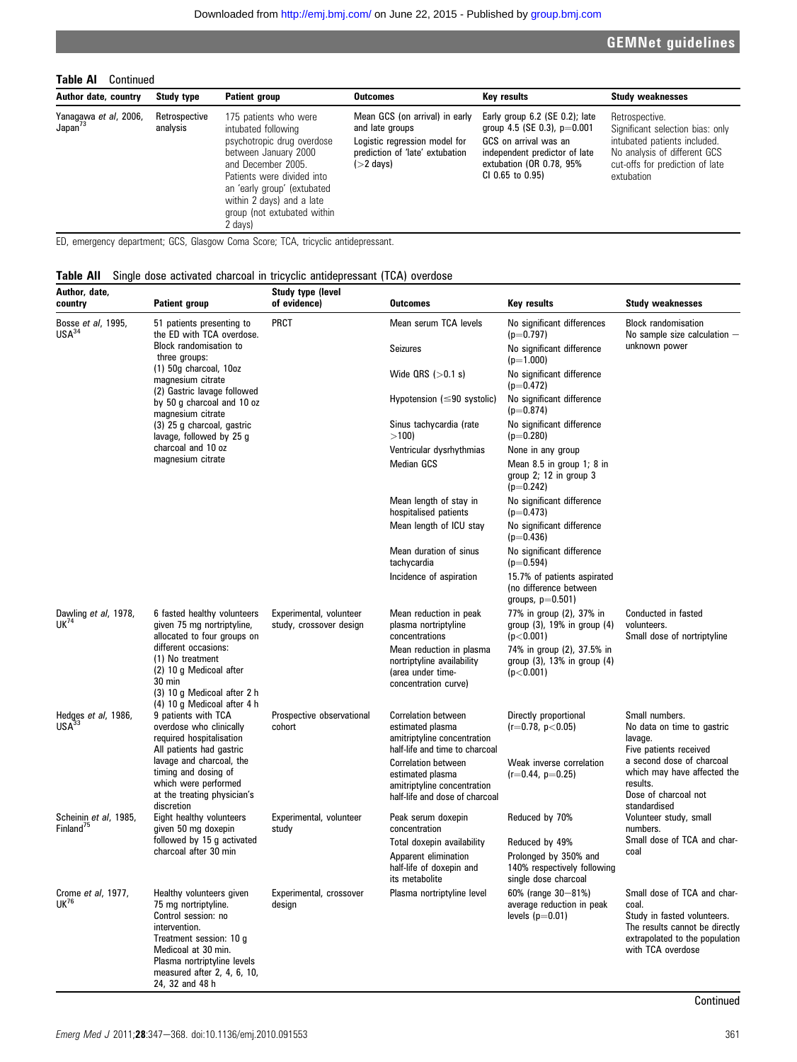**Table AI** Continued

| Author date, country | Study type | Patient group | Outcomes | Key results | Study weaknesses |
|---|---|---|---|---|---|
| Yanagawa *et al*, 2006, Japan[73] | Retrospective analysis | 175 patients who were intubated following psychotropic drug overdose between January 2000 and December 2005. Patients were divided into an 'early group' (extubated within 2 days) and a late group (not extubated within 2 days) | Mean GCS (on arrival) in early and late groups<br>Logistic regression model for prediction of 'late' extubation (>2 days) | Early group 6.2 (SE 0.2); late group 4.5 (SE 0.3), p=0.001<br>GCS on arrival was an independent predictor of late extubation (OR 0.78, 95% CI 0.65 to 0.95) | Retrospective.<br>Significant selection bias: only intubated patients included.<br>No analysis of different GCS cut-offs for prediction of late extubation |

ED, emergency department; GCS, Glasgow Coma Score; TCA, tricyclic antidepressant.

**Table AII** Single dose activated charcoal in tricyclic antidepressant (TCA) overdose

| Author, date, country | Patient group | Study type (level of evidence) | Outcomes | Key results | Study weaknesses |
|---|---|---|---|---|---|
| Bosse *et al*, 1995, USA[34] | 51 patients presenting to the ED with TCA overdose.<br>Block randomisation to three groups:<br>(1) 50g charcoal, 10oz magnesium citrate<br>(2) Gastric lavage followed by 50 g charcoal and 10 oz magnesium citrate<br>(3) 25 g charcoal, gastric lavage, followed by 25 g charcoal and 10 oz magnesium citrate | PRCT | Mean serum TCA levels | No significant differences (p=0.797) | Block randomisation<br>No sample size calculation — unknown power |
| | | | Seizures | No significant difference (p=1.000) | |
| | | | Wide QRS (>0.1 s) | No significant difference (p=0.472) | |
| | | | Hypotension (≤90 systolic) | No significant difference (p=0.874) | |
| | | | Sinus tachycardia (rate >100) | No significant difference (p=0.280) | |
| | | | Ventricular dysrhythmias | None in any group | |
| | | | Median GCS | Mean 8.5 in group 1; 8 in group 2; 12 in group 3 (p=0.242) | |
| | | | Mean length of stay in hospitalised patients | No significant difference (p=0.473) | |
| | | | Mean length of ICU stay | No significant difference (p=0.436) | |
| | | | Mean duration of sinus tachycardia | No significant difference (p=0.594) | |
| | | | Incidence of aspiration | 15.7% of patients aspirated (no difference between groups, p=0.501) | |
| Dawling *et al*, 1978, UK[74] | 6 fasted healthy volunteers given 75 mg nortriptyline, allocated to four groups on different occasions:<br>(1) No treatment<br>(2) 10 g Medicoal after 30 min<br>(3) 10 g Medicoal after 2 h<br>(4) 10 g Medicoal after 4 h | Experimental, volunteer study, crossover design | Mean reduction in peak plasma nortriptyline concentrations | 77% in group (2), 37% in group (3), 19% in group (4) (p<0.001) | Conducted in fasted volunteers.<br>Small dose of nortriptyline |
| | | | Mean reduction in plasma nortriptyline availability (area under time-concentration curve) | 74% in group (2), 37.5% in group (3), 13% in group (4) (p<0.001) | |
| Hedges *et al*, 1986, USA[33] | 9 patients with TCA overdose who clinically required hospitalisation<br>All patients had gastric lavage and charcoal, the timing and dosing of which were performed at the treating physician's discretion | Prospective observational cohort | Correlation between estimated plasma amitriptyline concentration half-life and time to charcoal | Directly proportional (r=0.78, p<0.05) | Small numbers.<br>No data on time to gastric lavage.<br>Five patients received a second dose of charcoal which may have affected the results.<br>Dose of charcoal not standardised |
| | | | Correlation between estimated plasma amitriptyline concentration half-life and dose of charcoal | Weak inverse correlation (r=0.44, p=0.25) | |
| Scheinin *et al*, 1985, Finland[75] | Eight healthy volunteers given 50 mg doxepin followed by 15 g activated charcoal after 30 min | Experimental, volunteer study | Peak serum doxepin concentration | Reduced by 70% | Volunteer study, small numbers.<br>Small dose of TCA and charcoal |
| | | | Total doxepin availability | Reduced by 49% | |
| | | | Apparent elimination half-life of doxepin and its metabolite | Prolonged by 350% and 140% respectively following single dose charcoal | |
| Crome *et al*, 1977, UK[76] | Healthy volunteers given 75 mg nortriptyline.<br>Control session: no intervention.<br>Treatment session: 10 g Medicoal at 30 min.<br>Plasma nortriptyline levels measured after 2, 4, 6, 10, 24, 32 and 48 h | Experimental, crossover design | Plasma nortriptyline level | 60% (range 30–81%) average reduction in peak levels (p=0.01) | Small dose of TCA and charcoal.<br>Study in fasted volunteers.<br>The results cannot be directly extrapolated to the population with TCA overdose |

Continued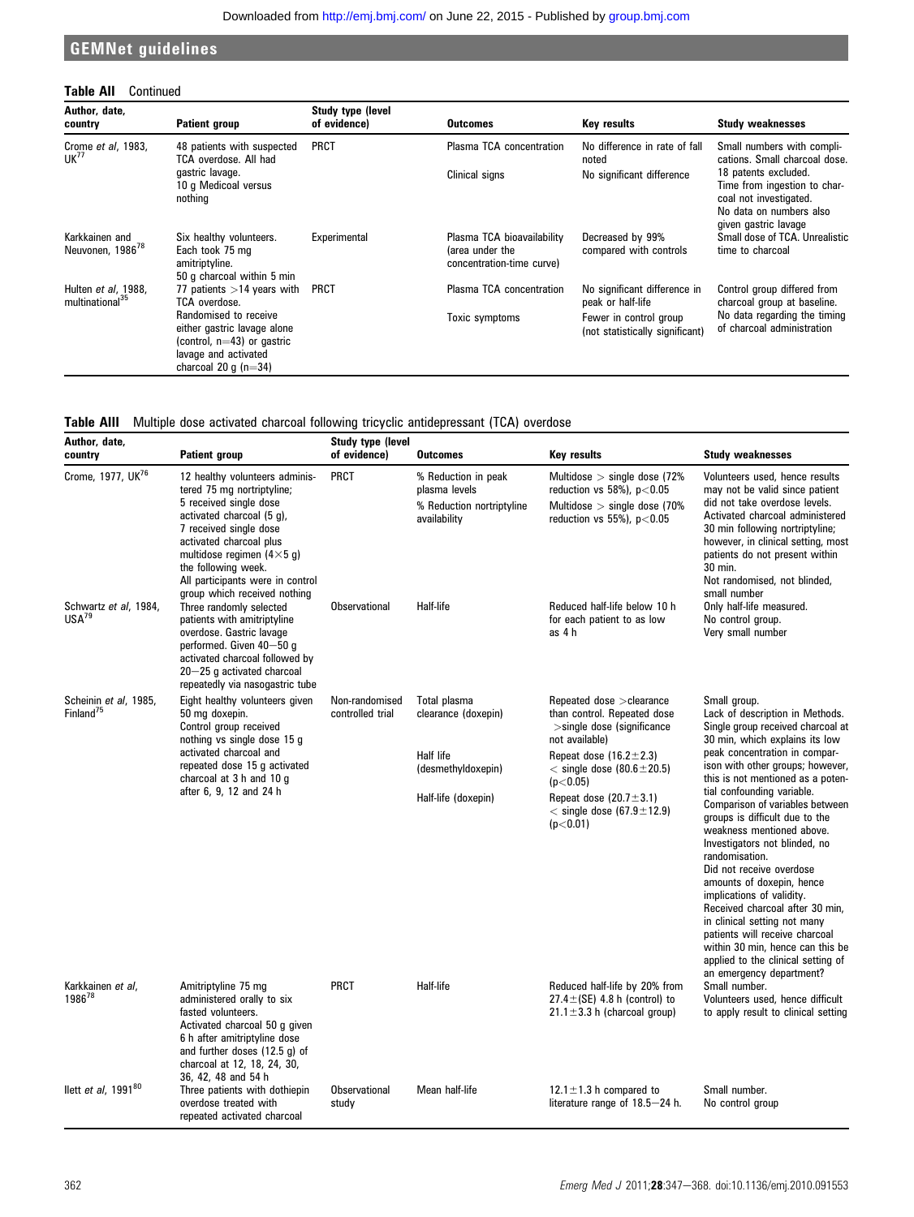**Table AII** Continued

| Author, date, country | Patient group | Study type (level of evidence) | Outcomes | Key results | Study weaknesses |
|---|---|---|---|---|---|
| Crome *et al*, 1983, UK[77] | 48 patients with suspected TCA overdose. All had gastric lavage. 10 g Medicoal versus nothing | PRCT | Plasma TCA concentration<br>Clinical signs | No difference in rate of fall noted<br>No significant difference | Small numbers with complications. Small charcoal dose. 18 patents excluded. Time from ingestion to charcoal not investigated. No data on numbers also given gastric lavage |
| Karkkainen and Neuvonen, 1986[78] | Six healthy volunteers. Each took 75 mg amitriptyline. 50 g charcoal within 5 min | Experimental | Plasma TCA bioavailability (area under the concentration-time curve) | Decreased by 99% compared with controls | Small dose of TCA. Unrealistic time to charcoal |
| Hulten *et al*, 1988, multinational[35] | 77 patients >14 years with TCA overdose. Randomised to receive either gastric lavage alone (control, n=43) or gastric lavage and activated charcoal 20 g (n=34) | PRCT | Plasma TCA concentration<br>Toxic symptoms | No significant difference in peak or half-life<br>Fewer in control group (not statistically significant) | Control group differed from charcoal group at baseline. No data regarding the timing of charcoal administration |

**Table AIII** Multiple dose activated charcoal following tricyclic antidepressant (TCA) overdose

| Author, date, country | Patient group | Study type (level of evidence) | Outcomes | Key results | Study weaknesses |
|---|---|---|---|---|---|
| Crome, 1977, UK[76] | 12 healthy volunteers administered 75 mg nortriptyline; 5 received single dose activated charcoal (5 g), 7 received single dose activated charcoal plus multidose regimen (4×5 g) the following week. All participants were in control group which received nothing | PRCT | % Reduction in peak plasma levels<br>% Reduction nortriptyline availability | Multidose > single dose (72% reduction vs 58%), $p<0.05$<br>Multidose > single dose (70% reduction vs 55%), $p<0.05$ | Volunteers used, hence results may not be valid since patient did not take overdose levels. Activated charcoal administered 30 min following nortriptyline; however, in clinical setting, most patients do not present within 30 min. Not randomised, not blinded, small number |
| Schwartz *et al*, 1984, USA[79] | Three randomly selected patients with amitriptyline overdose. Gastric lavage performed. Given 40–50 g activated charcoal followed by 20–25 g activated charcoal repeatedly via nasogastric tube | Observational | Half-life | Reduced half-life below 10 h for each patient to as low as 4 h | Only half-life measured. No control group. Very small number |
| Scheinin *et al*, 1985, Finland[75] | Eight healthy volunteers given 50 mg doxepin. Control group received nothing vs single dose 15 g activated charcoal and repeated dose 15 g activated charcoal at 3 h and 10 g after 6, 9, 12 and 24 h | Non-randomised controlled trial | Total plasma clearance (doxepin)<br>Half life (desmethyldoxepin)<br>Half-life (doxepin) | Repeated dose >clearance than control. Repeated dose >single dose (significance not available)<br>Repeat dose (16.2±2.3) < single dose (80.6±20.5) ($p<0.05$)<br>Repeat dose (20.7±3.1) < single dose (67.9±12.9) ($p<0.01$) | Small group. Lack of description in Methods. Single group received charcoal at 30 min, which explains its low peak concentration in comparison with other groups; however, this is not mentioned as a potential confounding variable. Comparison of variables between groups is difficult due to the weakness mentioned above. Investigators not blinded, no randomisation. Did not receive overdose amounts of doxepin, hence implications of validity. Received charcoal after 30 min, in clinical setting not many patients will receive charcoal within 30 min, hence can this be applied to the clinical setting of an emergency department? |
| Karkkainen *et al*, 1986[78] | Amitriptyline 75 mg administered orally to six fasted volunteers. Activated charcoal 50 g given 6 h after amitriptyline dose and further doses (12.5 g) of charcoal at 12, 18, 24, 30, 36, 42, 48 and 54 h | PRCT | Half-life | Reduced half-life by 20% from 27.4±(SE) 4.8 h (control) to 21.1±3.3 h (charcoal group) | Small number. Volunteers used, hence difficult to apply result to clinical setting |
| Ilett *et al*, 1991[80] | Three patients with dothiepin overdose treated with repeated activated charcoal | Observational study | Mean half-life | 12.1±1.3 h compared to literature range of 18.5–24 h. | Small number. No control group |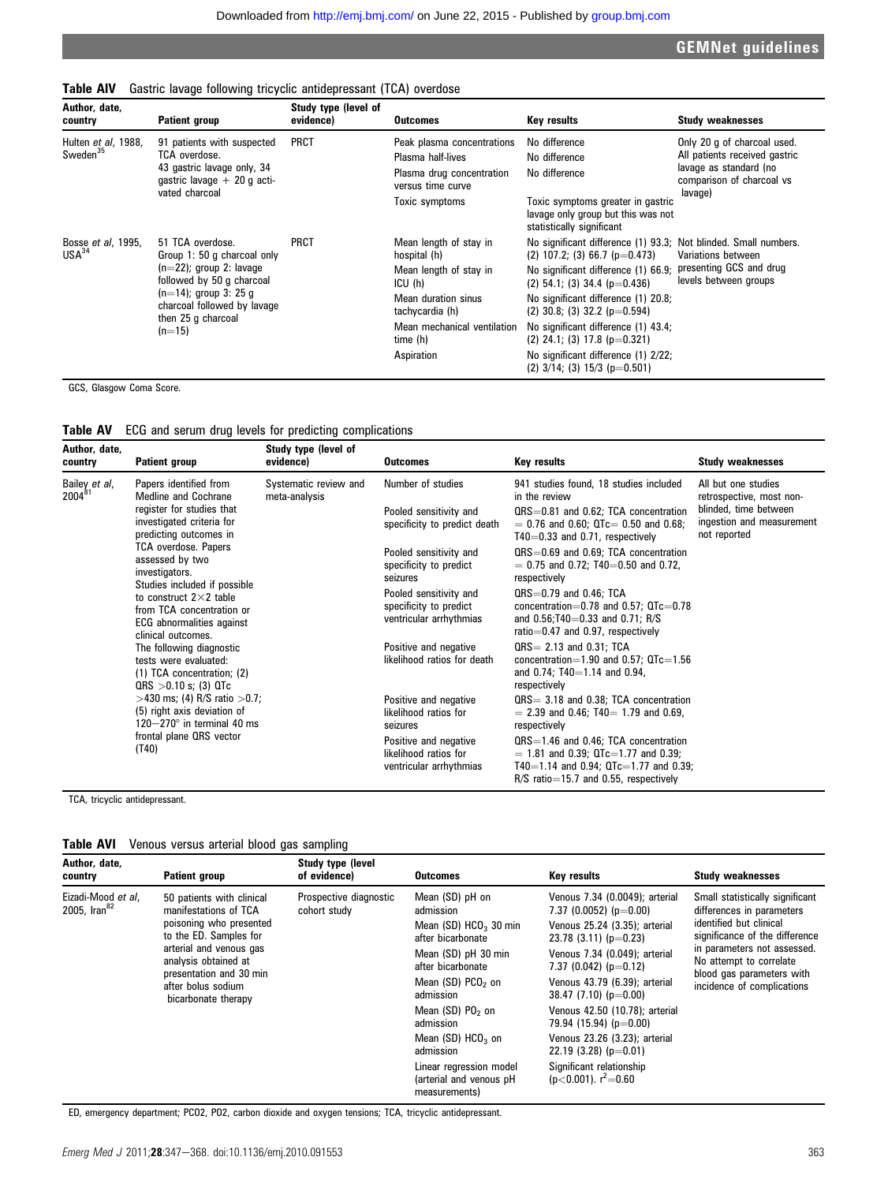**Table AIV** Gastric lavage following tricyclic antidepressant (TCA) overdose

| Author, date, country | Patient group | Study type (level of evidence) | Outcomes | Key results | Study weaknesses |
|---|---|---|---|---|---|
| Hulten *et al*, 1988, Sweden[35] | 91 patients with suspected TCA overdose. 43 gastric lavage only, 34 gastric lavage + 20 g activated charcoal | PRCT | Peak plasma concentrations | No difference | Only 20 g of charcoal used. All patients received gastric lavage as standard (no comparison of charcoal vs lavage) |
| | | | Plasma half-lives | No difference | |
| | | | Plasma drug concentration versus time curve | No difference | |
| | | | Toxic symptoms | Toxic symptoms greater in gastric lavage only group but this was not statistically significant | |
| Bosse *et al*, 1995, USA[34] | 51 TCA overdose. Group 1: 50 g charcoal only (n=22); group 2: lavage followed by 50 g charcoal (n=14); group 3: 25 g charcoal followed by lavage then 25 g charcoal (n=15) | PRCT | Mean length of stay in hospital (h) | No significant difference (1) 93.3; (2) 107.2; (3) 66.7 (p=0.473) | Not blinded. Small numbers. Variations between presenting GCS and drug levels between groups |
| | | | Mean length of stay in ICU (h) | No significant difference (1) 66.9; (2) 54.1; (3) 34.4 (p=0.436) | |
| | | | Mean duration sinus tachycardia (h) | No significant difference (1) 20.8; (2) 30.8; (3) 32.2 (p=0.594) | |
| | | | Mean mechanical ventilation time (h) | No significant difference (1) 43.4; (2) 24.1; (3) 17.8 (p=0.321) | |
| | | | Aspiration | No significant difference (1) 2/22; (2) 3/14; (3) 15/3 (p=0.501) | |

GCS, Glasgow Coma Score.

**Table AV** ECG and serum drug levels for predicting complications

| Author, date, country | Patient group | Study type (level of evidence) | Outcomes | Key results | Study weaknesses |
|---|---|---|---|---|---|
| Bailey *et al*, 2004[81] | Papers identified from Medline and Cochrane register for studies that investigated criteria for predicting outcomes in TCA overdose. Papers assessed by two investigators. Studies included if possible to construct 2×2 table from TCA concentration or ECG abnormalities against clinical outcomes. The following diagnostic tests were evaluated: (1) TCA concentration; (2) QRS >0.10 s; (3) QTc >430 ms; (4) R/S ratio >0.7; (5) right axis deviation of 120–270° in terminal 40 ms frontal plane QRS vector (T40) | Systematic review and meta-analysis | Number of studies | 941 studies found, 18 studies included in the review | All but one studies retrospective, most non-blinded, time between ingestion and measurement not reported |
| | | | Pooled sensitivity and specificity to predict death | QRS=0.81 and 0.62; TCA concentration = 0.76 and 0.60; QTc= 0.50 and 0.68; T40=0.33 and 0.71, respectively | |
| | | | Pooled sensitivity and specificity to predict seizures | QRS=0.69 and 0.69; TCA concentration = 0.75 and 0.72; T40=0.50 and 0.72, respectively | |
| | | | Pooled sensitivity and specificity to predict ventricular arrhythmias | QRS=0.79 and 0.46; TCA concentration=0.78 and 0.57; QTc=0.78 and 0.56;T40=0.33 and 0.71; R/S ratio=0.47 and 0.97, respectively | |
| | | | Positive and negative likelihood ratios for death | QRS= 2.13 and 0.31; TCA concentration=1.90 and 0.57; QTc=1.56 and 0.74; T40=1.14 and 0.94, respectively | |
| | | | Positive and negative likelihood ratios for seizures | QRS= 3.18 and 0.38; TCA concentration = 2.39 and 0.46; T40= 1.79 and 0.69, respectively | |
| | | | Positive and negative likelihood ratios for ventricular arrhythmias | QRS=1.46 and 0.46; TCA concentration = 1.81 and 0.39; QTc=1.77 and 0.39; T40=1.14 and 0.94; QTc=1.77 and 0.39; R/S ratio=15.7 and 0.55, respectively | |

TCA, tricyclic antidepressant.

**Table AVI** Venous versus arterial blood gas sampling

| Author, date, country | Patient group | Study type (level of evidence) | Outcomes | Key results | Study weaknesses |
|---|---|---|---|---|---|
| Eizadi-Mood *et al*, 2005, Iran[82] | 50 patients with clinical manifestations of TCA poisoning who presented to the ED. Samples for arterial and venous gas analysis obtained at presentation and 30 min after bolus sodium bicarbonate therapy | Prospective diagnostic cohort study | Mean (SD) pH on admission | Venous 7.34 (0.0049); arterial 7.37 (0.0052) (p=0.00) | Small statistically significant differences in parameters identified but clinical significance of the difference in parameters not assessed. No attempt to correlate blood gas parameters with incidence of complications |
| | | | Mean (SD) $HCO_3$ 30 min after bicarbonate | Venous 25.24 (3.35); arterial 23.78 (3.11) (p=0.23) | |
| | | | Mean (SD) pH 30 min after bicarbonate | Venous 7.34 (0.049); arterial 7.37 (0.042) (p=0.12) | |
| | | | Mean (SD) $PCO_2$ on admission | Venous 43.79 (6.39); arterial 38.47 (7.10) (p=0.00) | |
| | | | Mean (SD) $PO_2$ on admission | Venous 42.50 (10.78); arterial 79.94 (15.94) (p=0.00) | |
| | | | Mean (SD) $HCO_3$ on admission | Venous 23.26 (3.23); arterial 22.19 (3.28) (p=0.01) | |
| | | | Linear regression model (arterial and venous pH measurements) | Significant relationship ($p<0.001$). $r^2=0.60$ | |

ED, emergency department; PCO2, PO2, carbon dioxide and oxygen tensions; TCA, tricyclic antidepressant.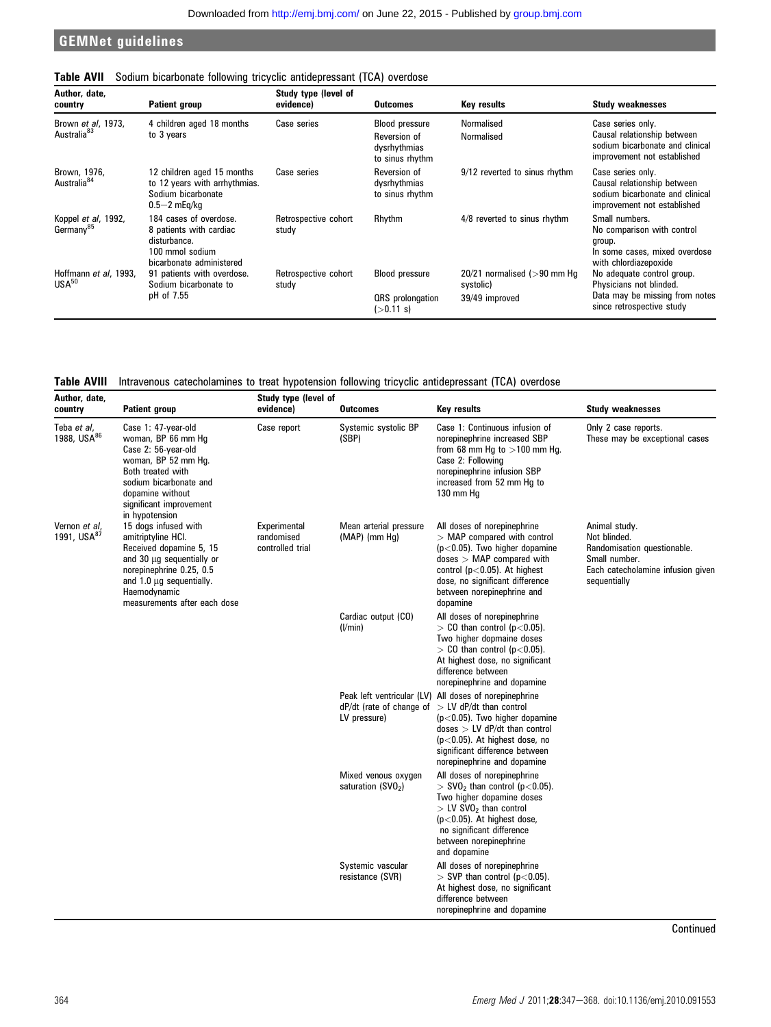**Table AVII** Sodium bicarbonate following tricyclic antidepressant (TCA) overdose

| Author, date, country | Patient group | Study type (level of evidence) | Outcomes | Key results | Study weaknesses |
|---|---|---|---|---|---|
| Brown *et al*, 1973, Australia[83] | 4 children aged 18 months to 3 years | Case series | Blood pressure<br>Reversion of dysrhythmias to sinus rhythm | Normalised<br>Normalised | Case series only. Causal relationship between sodium bicarbonate and clinical improvement not established |
| Brown, 1976, Australia[84] | 12 children aged 15 months to 12 years with arrhythmias. Sodium bicarbonate 0.5–2 mEq/kg | Case series | Reversion of dysrhythmias to sinus rhythm | 9/12 reverted to sinus rhythm | Case series only. Causal relationship between sodium bicarbonate and clinical improvement not established |
| Koppel *et al*, 1992, Germany[85] | 184 cases of overdose. 8 patients with cardiac disturbance. 100 mmol sodium bicarbonate administered | Retrospective cohort study | Rhythm | 4/8 reverted to sinus rhythm | Small numbers. No comparison with control group. In some cases, mixed overdose with chlordiazepoxide |
| Hoffmann *et al*, 1993, USA[50] | 91 patients with overdose. Sodium bicarbonate to pH of 7.55 | Retrospective cohort study | Blood pressure<br>QRS prolongation (>0.11 s) | 20/21 normalised (>90 mm Hg systolic)<br>39/49 improved | No adequate control group. Physicians not blinded. Data may be missing from notes since retrospective study |

**Table AVIII** Intravenous catecholamines to treat hypotension following tricyclic antidepressant (TCA) overdose

| Author, date, country | Patient group | Study type (level of evidence) | Outcomes | Key results | Study weaknesses |
|---|---|---|---|---|---|
| Teba *et al*, 1988, USA[86] | Case 1: 47-year-old woman, BP 66 mm Hg<br>Case 2: 56-year-old woman, BP 52 mm Hg.<br>Both treated with sodium bicarbonate and dopamine without significant improvement in hypotension | Case report | Systemic systolic BP (SBP) | Case 1: Continuous infusion of norepinephrine increased SBP from 68 mm Hg to >100 mm Hg.<br>Case 2: Following norepinephrine infusion SBP increased from 52 mm Hg to 130 mm Hg | Only 2 case reports. These may be exceptional cases |
| Vernon *et al*, 1991, USA[87] | 15 dogs infused with amitriptyline HCl. Received dopamine 5, 15 and 30 μg sequentially or norepinephrine 0.25, 0.5 and 1.0 μg sequentially. Haemodynamic measurements after each dose | Experimental randomised controlled trial | Mean arterial pressure (MAP) (mm Hg) | All doses of norepinephrine > MAP compared with control ($p<0.05$). Two higher dopamine doses > MAP compared with control ($p<0.05$). At highest dose, no significant difference between norepinephrine and dopamine | Animal study. Not blinded. Randomisation questionable. Small number. Each catecholamine infusion given sequentially |
| | | | Cardiac output (CO) (l/min) | All doses of norepinephrine > CO than control ($p<0.05$). Two higher dopmaine doses > CO than control ($p<0.05$). At highest dose, no significant difference between norepinephrine and dopamine | |
| | | | Peak left ventricular (LV) dP/dt (rate of change of LV pressure) | All doses of norepinephrine > LV dP/dt than control ($p<0.05$). Two higher dopamine doses > LV dP/dt than control ($p<0.05$). At highest dose, no significant difference between norepinephrine and dopamine | |
| | | | Mixed venous oxygen saturation ($SVO_2$) | All doses of norepinephrine > $SVO_2$ than control ($p<0.05$). Two higher dopamine doses > LV $SVO_2$ than control ($p<0.05$). At highest dose, no significant difference between norepinephrine and dopamine | |
| | | | Systemic vascular resistance (SVR) | All doses of norepinephrine > SVP than control ($p<0.05$). At highest dose, no significant difference between norepinephrine and dopamine | |

Continued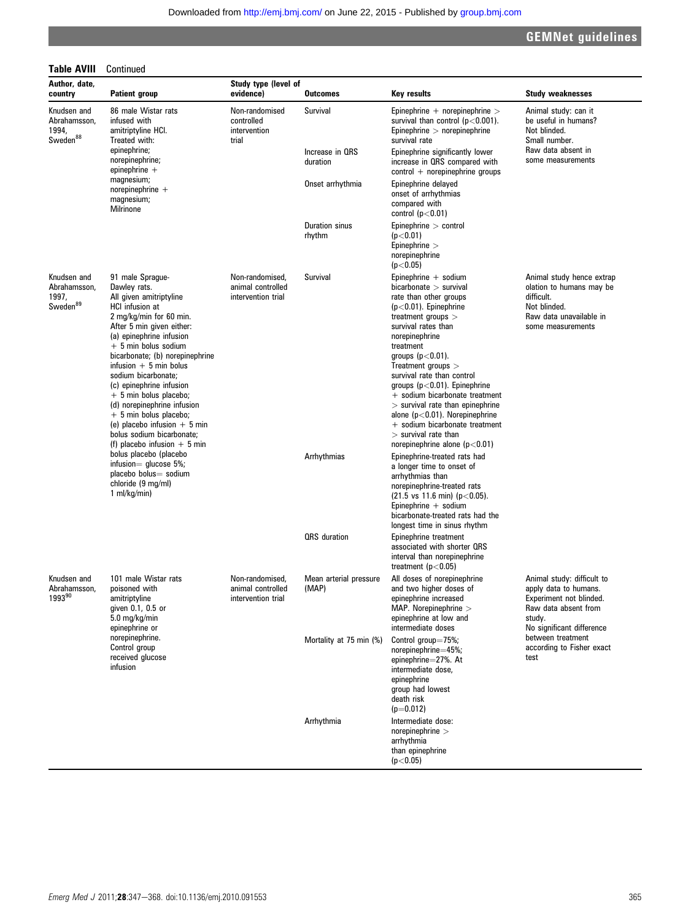**Table AVIII** Continued

| Author, date, country | Patient group | Study type (level of evidence) | Outcomes | Key results | Study weaknesses |
|---|---|---|---|---|---|
| Knudsen and Abrahamsson, 1994, Sweden[88] | 86 male Wistar rats infused with amitriptyline HCl. Treated with: epinephrine; norepinephrine; epinephrine + magnesium; norepinephrine + magnesium; Milrinone | Non-randomised controlled intervention trial | Survival | Epinephrine + norepinephrine > survival than control ($p<0.001$). Epinephrine > norepinephrine survival rate | Animal study: can it be useful in humans? Not blinded. Small number. Raw data absent in some measurements |
| | | | Increase in QRS duration | Epinephrine significantly lower increase in QRS compared with control + norepinephrine groups | |
| | | | Onset arrhythmia | Epinephrine delayed onset of arrhythmias compared with control ($p<0.01$) | |
| | | | Duration sinus rhythm | Epinephrine > control ($p<0.01$) Epinephrine > norepinephrine ($p<0.05$) | |
| Knudsen and Abrahamsson, 1997, Sweden[89] | 91 male Sprague-Dawley rats. All given amitriptyline HCl infusion at 2 mg/kg/min for 60 min. After 5 min given either: (a) epinephrine infusion + 5 min bolus sodium bicarbonate; (b) norepinephrine infusion + 5 min bolus sodium bicarbonate; (c) epinephrine infusion + 5 min bolus placebo; (d) norepinephrine infusion + 5 min bolus placebo; (e) placebo infusion + 5 min bolus sodium bicarbonate; (f) placebo infusion + 5 min bolus placebo (placebo infusion= glucose 5%; placebo bolus= sodium chloride (9 mg/ml) 1 ml/kg/min) | Non-randomised, animal controlled intervention trial | Survival | Epinephrine + sodium bicarbonate > survival rate than other groups ($p<0.01$). Epinephrine treatment groups > survival rates than norepinephrine treatment groups ($p<0.01$). Treatment groups > survival rate than control groups ($p<0.01$). Epinephrine + sodium bicarbonate treatment > survival rate than epinephrine alone ($p<0.01$). Norepinephrine + sodium bicarbonate treatment > survival rate than norepinephrine alone ($p<0.01$) | Animal study hence extrapolation to humans may be difficult. Not blinded. Raw data unavailable in some measurements |
| | | | Arrhythmias | Epinephrine-treated rats had a longer time to onset of arrhythmias than norepinephrine-treated rats (21.5 vs 11.6 min) ($p<0.05$). Epinephrine + sodium bicarbonate-treated rats had the longest time in sinus rhythm | |
| | | | QRS duration | Epinephrine treatment associated with shorter QRS interval than norepinephrine treatment ($p<0.05$) | |
| Knudsen and Abrahamsson, 1993[90] | 101 male Wistar rats poisoned with amitriptyline given 0.1, 0.5 or 5.0 mg/kg/min epinephrine or norepinephrine. Control group received glucose infusion | Non-randomised, animal controlled intervention trial | Mean arterial pressure (MAP) | All doses of norepinephrine and two higher doses of epinephrine increased MAP. Norepinephrine > epinephrine at low and intermediate doses | Animal study: difficult to apply data to humans. Experiment not blinded. Raw data absent from study. No significant difference between treatment according to Fisher exact test |
| | | | Mortality at 75 min (%) | Control group=75%; norepinephrine=45%; epinephrine=27%. At intermediate dose, epinephrine group had lowest death risk ($p=0.012$) | |
| | | | Arrhythmia | Intermediate dose: norepinephrine > arrhythmia than epinephrine ($p<0.05$) | |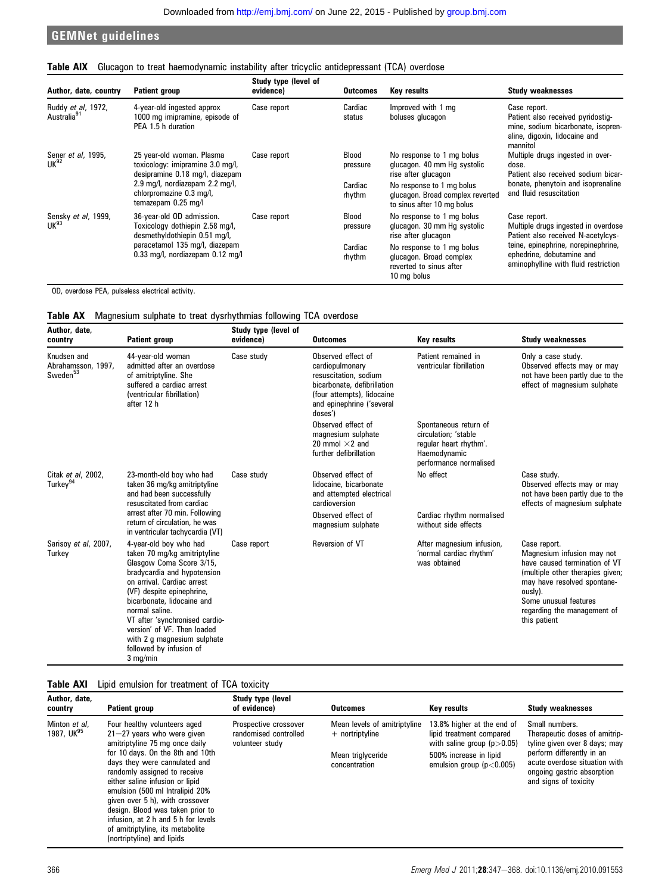**Table AIX** Glucagon to treat haemodynamic instability after tricyclic antidepressant (TCA) overdose

| Author, date, country | Patient group | Study type (level of evidence) | Outcomes | Key results | Study weaknesses |
|---|---|---|---|---|---|
| Ruddy *et al*, 1972, Australia[91] | 4-year-old ingested approx 1000 mg imipramine, episode of PEA 1.5 h duration | Case report | Cardiac status | Improved with 1 mg boluses glucagon | Case report. Patient also received pyridostigmine, sodium bicarbonate, isoprenaline, digoxin, lidocaine and mannitol |
| Sener *et al*, 1995, UK[92] | 25 year-old woman. Plasma toxicology: imipramine 3.0 mg/l, desipramine 0.18 mg/l, diazepam 2.9 mg/l, nordiazepam 2.2 mg/l, chlorpromazine 0.3 mg/l, temazepam 0.25 mg/l | Case report | Blood pressure | No response to 1 mg bolus glucagon. 40 mm Hg systolic rise after glucagon | Multiple drugs ingested in overdose. Patient also received sodium bicarbonate, phenytoin and isoprenaline and fluid resuscitation |
| | | | Cardiac rhythm | No response to 1 mg bolus glucagon. Broad complex reverted to sinus after 10 mg bolus | |
| Sensky *et al*, 1999, UK[93] | 36-year-old OD admission. Toxicology dothiepin 2.58 mg/l, desmethyldothiepin 0.51 mg/l, paracetamol 135 mg/l, diazepam 0.33 mg/l, nordiazepam 0.12 mg/l | Case report | Blood pressure | No response to 1 mg bolus glucagon. 30 mm Hg systolic rise after glucagon | Case report. Multiple drugs ingested in overdose Patient also received N-acetylcysteine, epinephrine, norepinephrine, ephedrine, dobutamine and aminophylline with fluid restriction |
| | | | Cardiac rhythm | No response to 1 mg bolus glucagon. Broad complex reverted to sinus after 10 mg bolus | |

OD, overdose PEA, pulseless electrical activity.

**Table AX** Magnesium sulphate to treat dysrhythmias following TCA overdose

| Author, date, country | Patient group | Study type (level of evidence) | Outcomes | Key results | Study weaknesses |
|---|---|---|---|---|---|
| Knudsen and Abrahamsson, 1997, Sweden[53] | 44-year-old woman admitted after an overdose of amitriptyline. She suffered a cardiac arrest (ventricular fibrillation) after 12 h | Case study | Observed effect of cardiopulmonary resuscitation, sodium bicarbonate, defibrillation (four attempts), lidocaine and epinephrine ('several doses') | Patient remained in ventricular fibrillation | Only a case study. Observed effects may or may not have been partly due to the effect of magnesium sulphate |
| | | | Observed effect of magnesium sulphate 20 mmol ×2 and further defibrillation | Spontaneous return of circulation; 'stable regular heart rhythm'. Haemodynamic performance normalised | |
| Citak *et al*, 2002, Turkey[94] | 23-month-old boy who had taken 36 mg/kg amitriptyline and had been successfully resuscitated from cardiac arrest after 70 min. Following return of circulation, he was in ventricular tachycardia (VT) | Case study | Observed effect of lidocaine, bicarbonate and attempted electrical cardioversion | No effect | Case study. Observed effects may or may not have been partly due to the effects of magnesium sulphate |
| | | | Observed effect of magnesium sulphate | Cardiac rhythm normalised without side effects | |
| Sarisoy *et al*, 2007, Turkey | 4-year-old boy who had taken 70 mg/kg amitriptyline Glasgow Coma Score 3/15, bradycardia and hypotension on arrival. Cardiac arrest (VF) despite epinephrine, bicarbonate, lidocaine and normal saline. VT after 'synchronised cardioversion' of VF. Then loaded with 2 g magnesium sulphate followed by infusion of 3 mg/min | Case report | Reversion of VT | After magnesium infusion, 'normal cardiac rhythm' was obtained | Case report. Magnesium infusion may not have caused termination of VT (multiple other therapies given; may have resolved spontaneously). Some unusual features regarding the management of this patient |

**Table AXI** Lipid emulsion for treatment of TCA toxicity

| Author, date, country | Patient group | Study type (level of evidence) | Outcomes | Key results | Study weaknesses |
|---|---|---|---|---|---|
| Minton *et al*, 1987, UK[95] | Four healthy volunteers aged 21–27 years who were given amitriptyline 75 mg once daily for 10 days. On the 8th and 10th days they were cannulated and randomly assigned to receive either saline infusion or lipid emulsion (500 ml Intralipid 20% given over 5 h), with crossover design. Blood was taken prior to infusion, at 2 h and 5 h for levels of amitriptyline, its metabolite (nortriptyline) and lipids | Prospective crossover randomised controlled volunteer study | Mean levels of amitriptyline + nortriptyline | 13.8% higher at the end of lipid treatment compared with saline group ($p>0.05$) | Small numbers. Therapeutic doses of amitriptyline given over 8 days; may perform differently in an acute overdose situation with ongoing gastric absorption and signs of toxicity |
| | | | Mean triglyceride concentration | 500% increase in lipid emulsion group ($p<0.005$) | |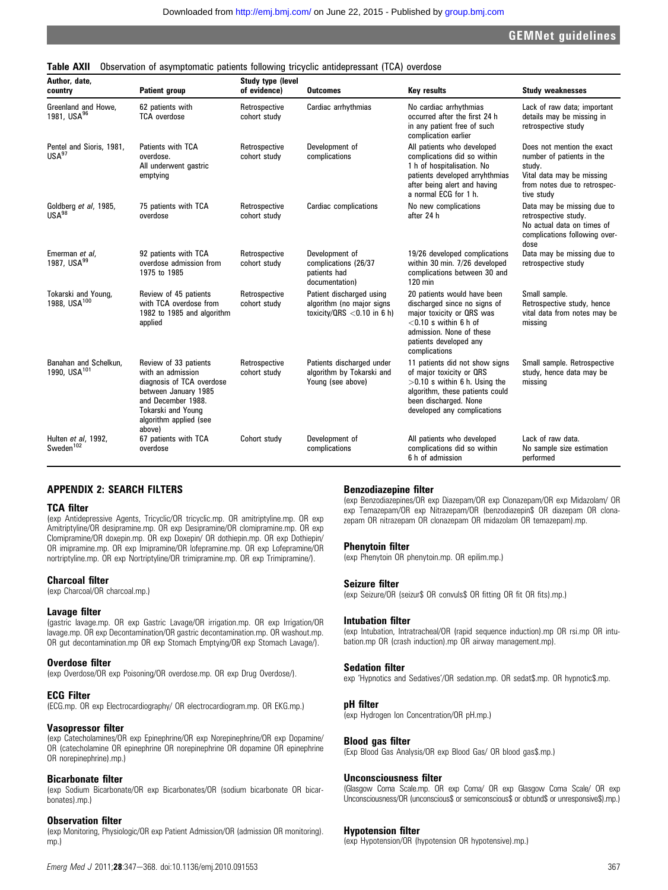**Table AXII** Observation of asymptomatic patients following tricyclic antidepressant (TCA) overdose

| Author, date, country | Patient group | Study type (level of evidence) | Outcomes | Key results | Study weaknesses |
|---|---|---|---|---|---|
| Greenland and Howe, 1981, USA[96] | 62 patients with TCA overdose | Retrospective cohort study | Cardiac arrhythmias | No cardiac arrhythmias occurred after the first 24 h in any patient free of such complication earlier | Lack of raw data; important details may be missing in retrospective study |
| Pentel and Sioris, 1981, USA[97] | Patients with TCA overdose. All underwent gastric emptying | Retrospective cohort study | Development of complications | All patients who developed complications did so within 1 h of hospitalisation. No patients developed arryhthmias after being alert and having a normal ECG for 1 h. | Does not mention the exact number of patients in the study. Vital data may be missing from notes due to retrospective study |
| Goldberg *et al*, 1985, USA[98] | 75 patients with TCA overdose | Retrospective cohort study | Cardiac complications | No new complications after 24 h | Data may be missing due to retrospective study. No actual data on times of complications following overdose |
| Emerman *et al*, 1987, USA[99] | 92 patients with TCA overdose admission from 1975 to 1985 | Retrospective cohort study | Development of complications (26/37 patients had documentation) | 19/26 developed complications within 30 min. 7/26 developed complications between 30 and 120 min | Data may be missing due to retrospective study |
| Tokarski and Young, 1988, USA[100] | Review of 45 patients with TCA overdose from 1982 to 1985 and algorithm applied | Retrospective cohort study | Patient discharged using algorithm (no major signs toxicity/QRS <0.10 in 6 h) | 20 patients would have been discharged since no signs of major toxicity or QRS was <0.10 s within 6 h of admission. None of these patients developed any complications | Small sample. Retrospective study, hence vital data from notes may be missing |
| Banahan and Schelkun, 1990, USA[101] | Review of 33 patients with an admission diagnosis of TCA overdose between January 1985 and December 1988. Tokarski and Young algorithm applied (see above) | Retrospective cohort study | Patients discharged under algorithm by Tokarski and Young (see above) | 11 patients did not show signs of major toxicity or QRS >0.10 s within 6 h. Using the algorithm, these patients could been discharged. None developed any complications | Small sample. Retrospective study, hence data may be missing |
| Hulten *et al*, 1992, Sweden[102] | 67 patients with TCA overdose | Cohort study | Development of complications | All patients who developed complications did so within 6 h of admission | Lack of raw data. No sample size estimation performed |

## APPENDIX 2: SEARCH FILTERS

### TCA filter

(exp Antidepressive Agents, Tricyclic/OR tricyclic.mp. OR amitriptyline.mp. OR exp Amitriptyline/OR desipramine.mp. OR exp Desipramine/OR clomipramine.mp. OR exp Clomipramine/OR doxepin.mp. OR exp Doxepin/ OR dothiepin.mp. OR exp Dothiepin/ OR imipramine.mp. OR exp Imipramine/OR lofepramine.mp. OR exp Lofepramine/OR nortriptyline.mp. OR exp Nortriptyline/OR trimipramine.mp. OR exp Trimipramine/).

### Charcoal filter

(exp Charcoal/OR charcoal.mp.)

### Lavage filter

(gastric lavage.mp. OR exp Gastric Lavage/OR irrigation.mp. OR exp Irrigation/OR lavage.mp. OR exp Decontamination/OR gastric decontamination.mp. OR washout.mp. OR gut decontamination.mp OR exp Stomach Emptying/OR exp Stomach Lavage/).

### Overdose filter

(exp Overdose/OR exp Poisoning/OR overdose.mp. OR exp Drug Overdose/).

### ECG Filter

(ECG.mp. OR exp Electrocardiography/ OR electrocardiogram.mp. OR EKG.mp.)

### Vasopressor filter

(exp Catecholamines/OR exp Epinephrine/OR exp Norepinephrine/OR exp Dopamine/ OR (catecholamine OR epinephrine OR norepinephrine OR dopamine OR epinephrine OR norepinephrine).mp.)

### Bicarbonate filter

(exp Sodium Bicarbonate/OR exp Bicarbonates/OR (sodium bicarbonate OR bicarbonates).mp.)

### Observation filter

(exp Monitoring, Physiologic/OR exp Patient Admission/OR (admission OR monitoring).mp.)

### Benzodiazepine filter

(exp Benzodiazepines/OR exp Diazepam/OR exp Clonazepam/OR exp Midazolam/ OR exp Temazepam/OR exp Nitrazepam/OR (benzodiazepin$ OR diazepam OR clonazepam OR nitrazepam OR clonazepam OR midazolam OR temazepam).mp.

### Phenytoin filter

(exp Phenytoin OR phenytoin.mp. OR epilim.mp.)

### Seizure filter

(exp Seizure/OR (seizur$ OR convuls$ OR fitting OR fit OR fits).mp.)

### Intubation filter

(exp Intubation, Intratracheal/OR (rapid sequence induction).mp OR rsi.mp OR intubation.mp OR (crash induction).mp OR airway management.mp).

### Sedation filter

exp 'Hypnotics and Sedatives'/OR sedation.mp. OR sedat$.mp. OR hypnotic$.mp.

### pH filter

(exp Hydrogen Ion Concentration/OR pH.mp.)

### Blood gas filter

(Exp Blood Gas Analysis/OR exp Blood Gas/ OR blood gas$.mp.)

### Unconsciousness filter

(Glasgow Coma Scale.mp. OR exp Coma/ OR exp Glasgow Coma Scale/ OR exp Unconsciousness/OR (unconscious$ or semiconscious$ or obtund$ or unresponsive$).mp.)

### Hypotension filter

(exp Hypotension/OR (hypotension OR hypotensive).mp.)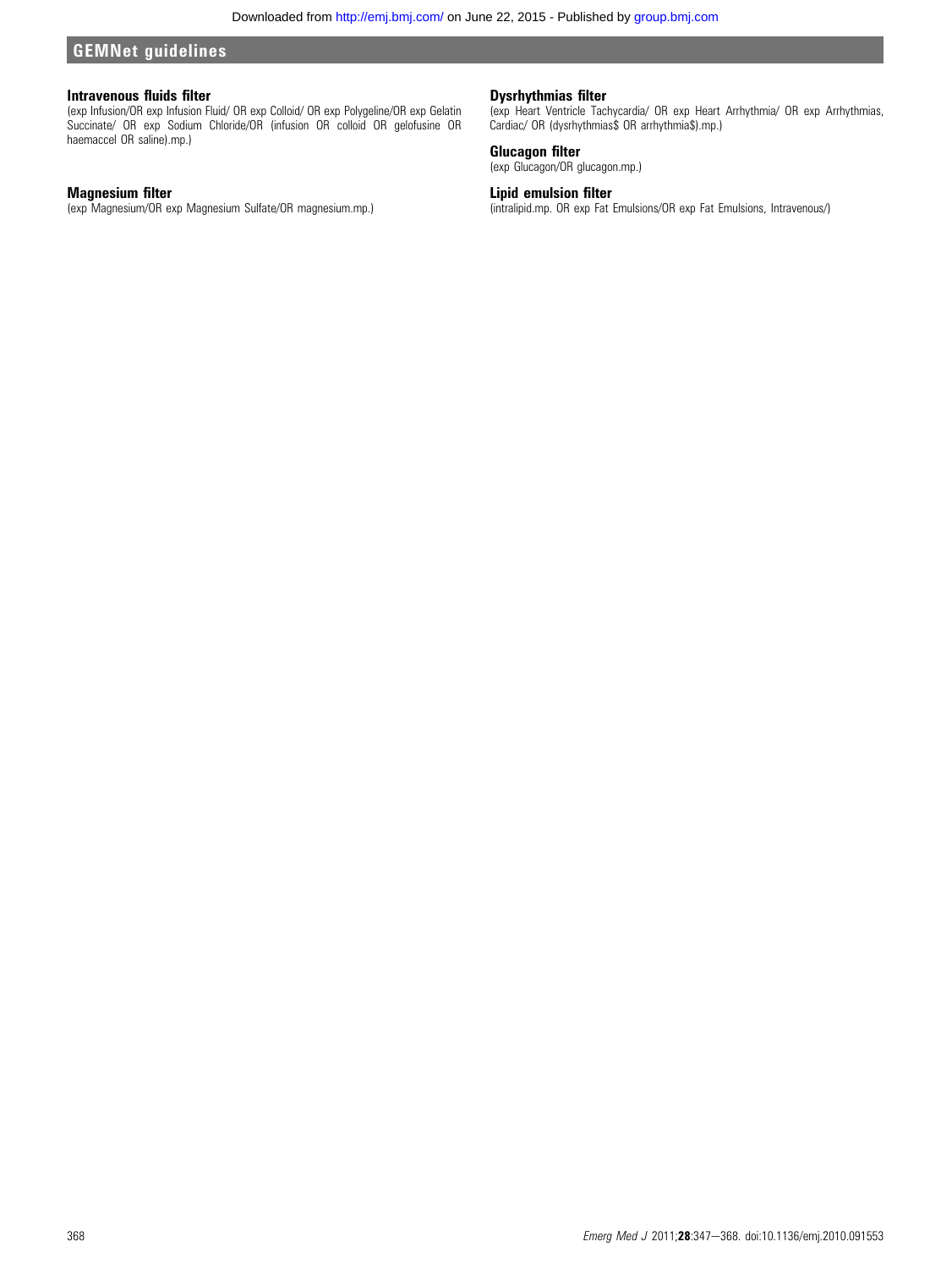### Intravenous fluids filter

(exp Infusion/OR exp Infusion Fluid/ OR exp Colloid/ OR exp Polygeline/OR exp Gelatin Succinate/ OR exp Sodium Chloride/OR (infusion OR colloid OR gelofusine OR haemaccel OR saline).mp.)

### Magnesium filter

(exp Magnesium/OR exp Magnesium Sulfate/OR magnesium.mp.)

### Dysrhythmias filter

(exp Heart Ventricle Tachycardia/ OR exp Heart Arrhythmia/ OR exp Arrhythmias, Cardiac/ OR (dysrhythmias$ OR arrhythmia$).mp.)

### Glucagon filter

(exp Glucagon/OR glucagon.mp.)

### Lipid emulsion filter

(intralipid.mp. OR exp Fat Emulsions/OR exp Fat Emulsions, Intravenous/)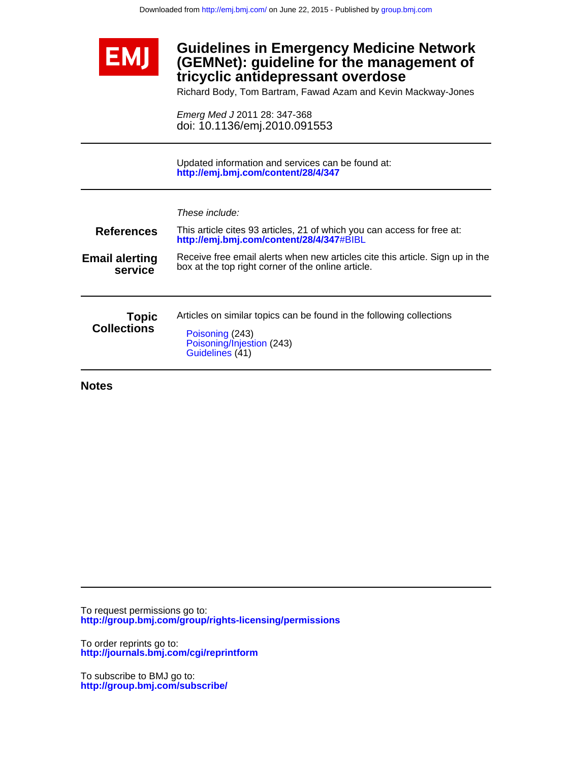Downloaded from http://emj.bmj.com/ on June 22, 2015 - Published by group.bmj.com

EMJ

# Guidelines in Emergency Medicine Network (GEMNet): guideline for the management of tricyclic antidepressant overdose

Richard Body, Tom Bartram, Fawad Azam and Kevin Mackway-Jones

*Emerg Med J* 2011 28: 347-368
doi: 10.1136/emj.2010.091553

Updated information and services can be found at:
**http://emj.bmj.com/content/28/4/347**

*These include:*

**References**

This article cites 93 articles, 21 of which you can access for free at:
**http://emj.bmj.com/content/28/4/347**#BIBL

**Email alerting service**

Receive free email alerts when new articles cite this article. Sign up in the box at the top right corner of the online article.

**Topic Collections**

Articles on similar topics can be found in the following collections

- Poisoning (243)
- Poisoning/Injestion (243)
- Guidelines (41)

## Notes

To request permissions go to:
**http://group.bmj.com/group/rights-licensing/permissions**

To order reprints go to:
**http://journals.bmj.com/cgi/reprintform**

To subscribe to BMJ go to:
**http://group.bmj.com/subscribe/**